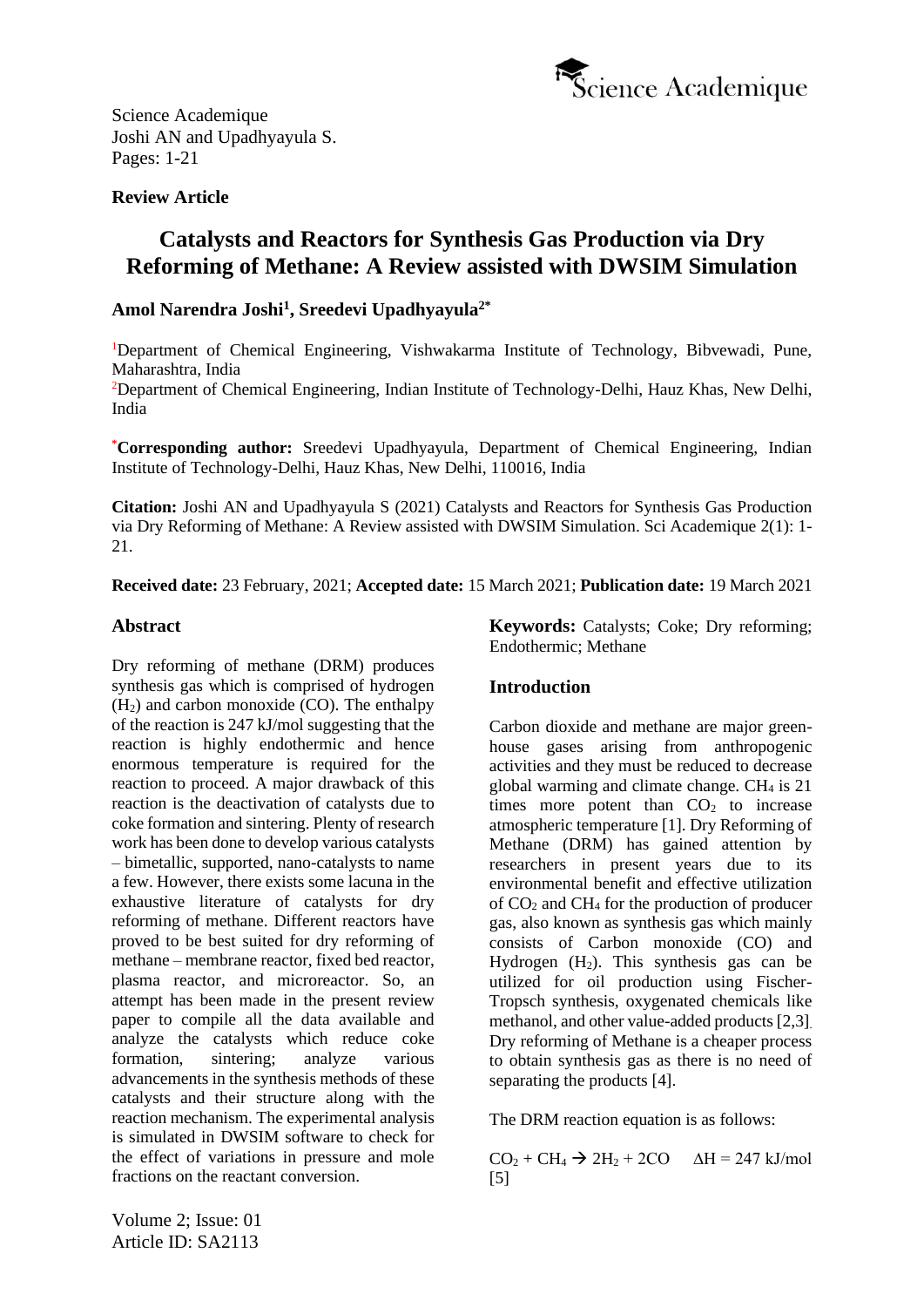Science Academique
Joshi AN and Upadhyayula S.

**Review Article**

# Catalysts and Reactors for Synthesis Gas Production via Dry Reforming of Methane: A Review assisted with DWSIM Simulation

**Amol Narendra Joshi[1], Sreedevi Upadhyayula[2*]**

[1]Department of Chemical Engineering, Vishwakarma Institute of Technology, Bibvewadi, Pune, Maharashtra, India

[2]Department of Chemical Engineering, Indian Institute of Technology-Delhi, Hauz Khas, New Delhi, India

[*]**Corresponding author:** Sreedevi Upadhyayula, Department of Chemical Engineering, Indian Institute of Technology-Delhi, Hauz Khas, New Delhi, 110016, India

**Citation:** Joshi AN and Upadhyayula S (2021) Catalysts and Reactors for Synthesis Gas Production via Dry Reforming of Methane: A Review assisted with DWSIM Simulation. Sci Academique 2(1): 1-21.

**Received date:** 23 February, 2021; **Accepted date:** 15 March 2021; **Publication date:** 19 March 2021

## Abstract

Dry reforming of methane (DRM) produces synthesis gas which is comprised of hydrogen ($H_2$) and carbon monoxide (CO). The enthalpy of the reaction is 247 kJ/mol suggesting that the reaction is highly endothermic and hence enormous temperature is required for the reaction to proceed. A major drawback of this reaction is the deactivation of catalysts due to coke formation and sintering. Plenty of research work has been done to develop various catalysts – bimetallic, supported, nano-catalysts to name a few. However, there exists some lacuna in the exhaustive literature of catalysts for dry reforming of methane. Different reactors have proved to be best suited for dry reforming of methane – membrane reactor, fixed bed reactor, plasma reactor, and microreactor. So, an attempt has been made in the present review paper to compile all the data available and analyze the catalysts which reduce coke formation, sintering; analyze various advancements in the synthesis methods of these catalysts and their structure along with the reaction mechanism. The experimental analysis is simulated in DWSIM software to check for the effect of variations in pressure and mole fractions on the reactant conversion.

**Keywords:** Catalysts; Coke; Dry reforming; Endothermic; Methane

## Introduction

Carbon dioxide and methane are major greenhouse gases arising from anthropogenic activities and they must be reduced to decrease global warming and climate change. $CH_4$ is 21 times more potent than $CO_2$ to increase atmospheric temperature [1]. Dry Reforming of Methane (DRM) has gained attention by researchers in present years due to its environmental benefit and effective utilization of $CO_2$ and $CH_4$ for the production of producer gas, also known as synthesis gas which mainly consists of Carbon monoxide (CO) and Hydrogen ($H_2$). This synthesis gas can be utilized for oil production using Fischer-Tropsch synthesis, oxygenated chemicals like methanol, and other value-added products [2,3]. Dry reforming of Methane is a cheaper process to obtain synthesis gas as there is no need of separating the products [4].

The DRM reaction equation is as follows:

$CO_2 + CH_4 \rightarrow 2H_2 + 2CO \quad \Delta H = 247$ kJ/mol [5]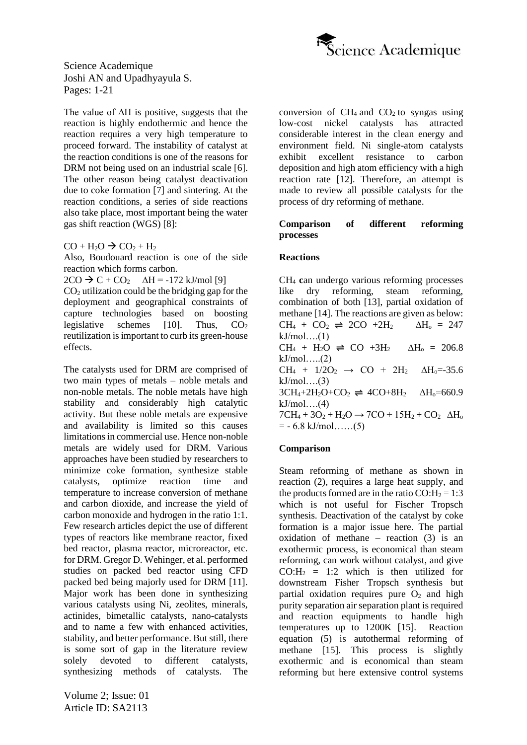The value of ΔH is positive, suggests that the reaction is highly endothermic and hence the reaction requires a very high temperature to proceed forward. The instability of catalyst at the reaction conditions is one of the reasons for DRM not being used on an industrial scale [6]. The other reason being catalyst deactivation due to coke formation [7] and sintering. At the reaction conditions, a series of side reactions also take place, most important being the water gas shift reaction (WGS) [8]:

$CO + H_2O \rightarrow CO_2 + H_2$

Also, Boudouard reaction is one of the side reaction which forms carbon.

$2CO \rightarrow C + CO_2$ $\Delta H = -172$ kJ/mol [9]

$CO_2$ utilization could be the bridging gap for the deployment and geographical constraints of capture technologies based on boosting legislative schemes [10]. Thus, $CO_2$ reutilization is important to curb its green-house effects.

The catalysts used for DRM are comprised of two main types of metals – noble metals and non-noble metals. The noble metals have high stability and considerably high catalytic activity. But these noble metals are expensive and availability is limited so this causes limitations in commercial use. Hence non-noble metals are widely used for DRM. Various approaches have been studied by researchers to minimize coke formation, synthesize stable catalysts, optimize reaction time and temperature to increase conversion of methane and carbon dioxide, and increase the yield of carbon monoxide and hydrogen in the ratio 1:1. Few research articles depict the use of different types of reactors like membrane reactor, fixed bed reactor, plasma reactor, microreactor, etc. for DRM. Gregor D. Wehinger, et al. performed studies on packed bed reactor using CFD packed bed being majorly used for DRM [11]. Major work has been done in synthesizing various catalysts using Ni, zeolites, minerals, actinides, bimetallic catalysts, nano-catalysts and to name a few with enhanced activities, stability, and better performance. But still, there is some sort of gap in the literature review solely devoted to different catalysts, synthesizing methods of catalysts. The conversion of $CH_4$ and $CO_2$ to syngas using low-cost nickel catalysts has attracted considerable interest in the clean energy and environment field. Ni single-atom catalysts exhibit excellent resistance to carbon deposition and high atom efficiency with a high reaction rate [12]. Therefore, an attempt is made to review all possible catalysts for the process of dry reforming of methane.

## Comparison of different reforming processes

### Reactions

$CH_4$ **c**an undergo various reforming processes like dry reforming, steam reforming, combination of both [13], partial oxidation of methane [14]. The reactions are given as below:

$CH_4 + CO_2 \rightleftharpoons 2CO + 2H_2$ $\Delta H_o = 247$ kJ/mol….(1)

$CH_4 + H_2O \rightleftharpoons CO + 3H_2$ $\Delta H_o = 206.8$ kJ/mol…..(2)

$CH_4 + 1/2O_2 \rightarrow CO + 2H_2$ $\Delta H_o = -35.6$ kJ/mol….(3)

$3CH_4 + 2H_2O + CO_2 \rightleftharpoons 4CO + 8H_2$ $\Delta H_o = 660.9$ kJ/mol….(4)

$7CH_4 + 3O_2 + H_2O \rightarrow 7CO + 15H_2 + CO_2$ $\Delta H_o = -6.8$ kJ/mol……(5)

### Comparison

Steam reforming of methane as shown in reaction (2), requires a large heat supply, and the products formed are in the ratio $CO:H_2 = 1:3$ which is not useful for Fischer Tropsch synthesis. Deactivation of the catalyst by coke formation is a major issue here. The partial oxidation of methane – reaction (3) is an exothermic process, is economical than steam reforming, can work without catalyst, and give $CO:H_2 = 1:2$ which is then utilized for downstream Fisher Tropsch synthesis but partial oxidation requires pure $O_2$ and high purity separation air separation plant is required and reaction equipments to handle high temperatures up to 1200K [15]. Reaction equation (5) is autothermal reforming of methane [15]. This process is slightly exothermic and is economical than steam reforming but here extensive control systems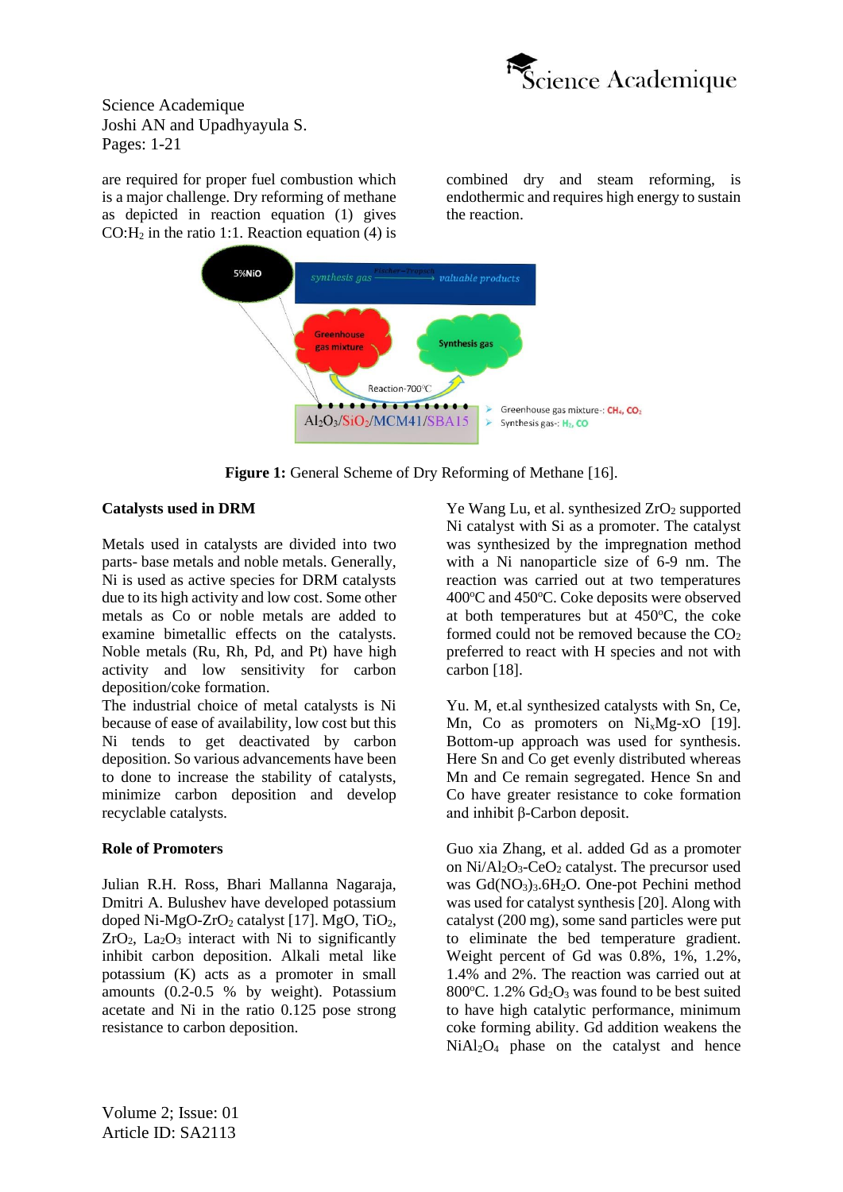are required for proper fuel combustion which is a major challenge. Dry reforming of methane as depicted in reaction equation (1) gives $CO:H_2$ in the ratio 1:1. Reaction equation (4) is combined dry and steam reforming, is endothermic and requires high energy to sustain the reaction.

**Figure 1:** General Scheme of Dry Reforming of Methane [16].

### Catalysts used in DRM

Metals used in catalysts are divided into two parts- base metals and noble metals. Generally, Ni is used as active species for DRM catalysts due to its high activity and low cost. Some other metals as Co or noble metals are added to examine bimetallic effects on the catalysts. Noble metals (Ru, Rh, Pd, and Pt) have high activity and low sensitivity for carbon deposition/coke formation.

The industrial choice of metal catalysts is Ni because of ease of availability, low cost but this Ni tends to get deactivated by carbon deposition. So various advancements have been to done to increase the stability of catalysts, minimize carbon deposition and develop recyclable catalysts.

### Role of Promoters

Julian R.H. Ross, Bhari Mallanna Nagaraja, Dmitri A. Bulushev have developed potassium doped Ni-MgO-$ZrO_2$ catalyst [17]. MgO, $TiO_2$, $ZrO_2$, $La_2O_3$ interact with Ni to significantly inhibit carbon deposition. Alkali metal like potassium (K) acts as a promoter in small amounts (0.2-0.5 % by weight). Potassium acetate and Ni in the ratio 0.125 pose strong resistance to carbon deposition.

Ye Wang Lu, et al. synthesized $ZrO_2$ supported Ni catalyst with Si as a promoter. The catalyst was synthesized by the impregnation method with a Ni nanoparticle size of 6-9 nm. The reaction was carried out at two temperatures 400ºC and 450ºC. Coke deposits were observed at both temperatures but at 450ºC, the coke formed could not be removed because the $CO_2$ preferred to react with H species and not with carbon [18].

Yu. M, et.al synthesized catalysts with Sn, Ce, Mn, Co as promoters on $Ni_xMg$-xO [19]. Bottom-up approach was used for synthesis. Here Sn and Co get evenly distributed whereas Mn and Ce remain segregated. Hence Sn and Co have greater resistance to coke formation and inhibit β-Carbon deposit.

Guo xia Zhang, et al. added Gd as a promoter on Ni/$Al_2O_3$-$CeO_2$ catalyst. The precursor used was $Gd(NO_3)_3.6H_2O$. One-pot Pechini method was used for catalyst synthesis [20]. Along with catalyst (200 mg), some sand particles were put to eliminate the bed temperature gradient. Weight percent of Gd was 0.8%, 1%, 1.2%, 1.4% and 2%. The reaction was carried out at 800ºC. 1.2% $Gd_2O_3$ was found to be best suited to have high catalytic performance, minimum coke forming ability. Gd addition weakens the $NiAl_2O_4$ phase on the catalyst and hence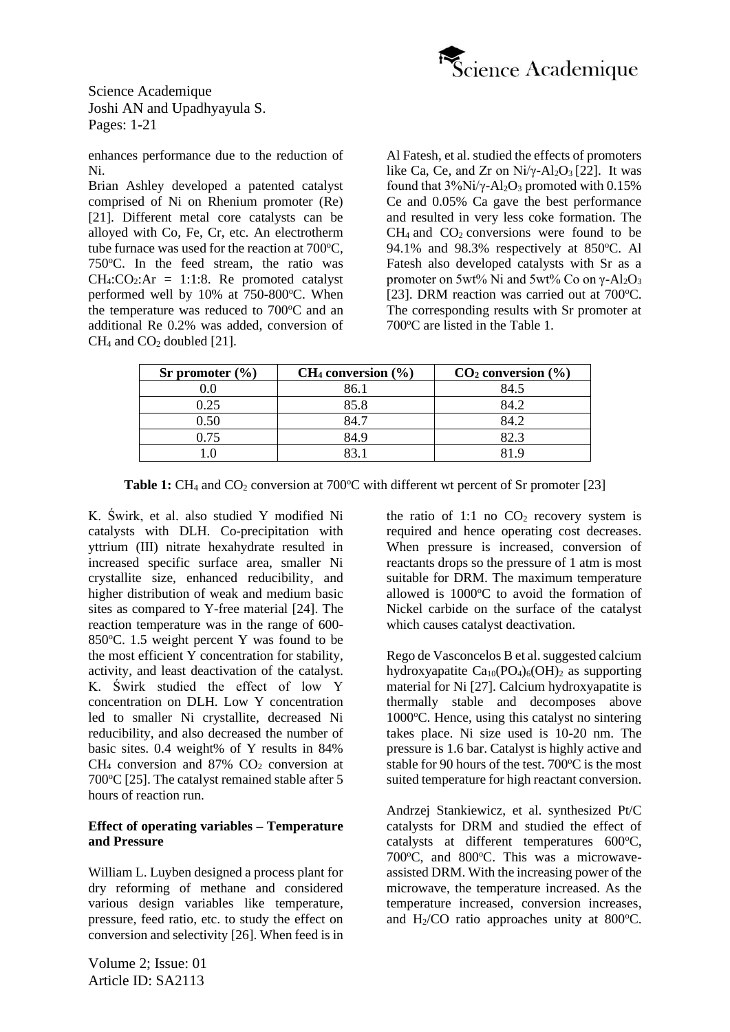enhances performance due to the reduction of Ni.

Brian Ashley developed a patented catalyst comprised of Ni on Rhenium promoter (Re) [21]. Different metal core catalysts can be alloyed with Co, Fe, Cr, etc. An electrotherm tube furnace was used for the reaction at 700°C, 750°C. In the feed stream, the ratio was $CH_4$:$CO_2$:Ar = 1:1:8. Re promoted catalyst performed well by 10% at 750-800°C. When the temperature was reduced to 700°C and an additional Re 0.2% was added, conversion of $CH_4$ and $CO_2$ doubled [21].

Al Fatesh, et al. studied the effects of promoters like Ca, Ce, and Zr on Ni/γ-$Al_2O_3$ [22]. It was found that 3%Ni/γ-$Al_2O_3$ promoted with 0.15% Ce and 0.05% Ca gave the best performance and resulted in very less coke formation. The $CH_4$ and $CO_2$ conversions were found to be 94.1% and 98.3% respectively at 850°C. Al Fatesh also developed catalysts with Sr as a promoter on 5wt% Ni and 5wt% Co on γ-$Al_2O_3$ [23]. DRM reaction was carried out at 700°C. The corresponding results with Sr promoter at 700°C are listed in the Table 1.

| Sr promoter (%) | $CH_4$ conversion (%) | $CO_2$ conversion (%) |
| --- | --- | --- |
| 0.0 | 86.1 | 84.5 |
| 0.25 | 85.8 | 84.2 |
| 0.50 | 84.7 | 84.2 |
| 0.75 | 84.9 | 82.3 |
| 1.0 | 83.1 | 81.9 |

**Table 1:** $CH_4$ and $CO_2$ conversion at 700°C with different wt percent of Sr promoter [23]

K. Świrk, et al. also studied Y modified Ni catalysts with DLH. Co-precipitation with yttrium (III) nitrate hexahydrate resulted in increased specific surface area, smaller Ni crystallite size, enhanced reducibility, and higher distribution of weak and medium basic sites as compared to Y-free material [24]. The reaction temperature was in the range of 600-850°C. 1.5 weight percent Y was found to be the most efficient Y concentration for stability, activity, and least deactivation of the catalyst. K. Świrk studied the effect of low Y concentration on DLH. Low Y concentration led to smaller Ni crystallite, decreased Ni reducibility, and also decreased the number of basic sites. 0.4 weight% of Y results in 84% $CH_4$ conversion and 87% $CO_2$ conversion at 700°C [25]. The catalyst remained stable after 5 hours of reaction run.

**Effect of operating variables – Temperature and Pressure**

William L. Luyben designed a process plant for dry reforming of methane and considered various design variables like temperature, pressure, feed ratio, etc. to study the effect on conversion and selectivity [26]. When feed is in the ratio of 1:1 no $CO_2$ recovery system is required and hence operating cost decreases. When pressure is increased, conversion of reactants drops so the pressure of 1 atm is most suitable for DRM. The maximum temperature allowed is 1000°C to avoid the formation of Nickel carbide on the surface of the catalyst which causes catalyst deactivation.

Rego de Vasconcelos B et al. suggested calcium hydroxyapatite $Ca_{10}(PO_4)_6(OH)_2$ as supporting material for Ni [27]. Calcium hydroxyapatite is thermally stable and decomposes above 1000°C. Hence, using this catalyst no sintering takes place. Ni size used is 10-20 nm. The pressure is 1.6 bar. Catalyst is highly active and stable for 90 hours of the test. 700°C is the most suited temperature for high reactant conversion.

Andrzej Stankiewicz, et al. synthesized Pt/C catalysts for DRM and studied the effect of catalysts at different temperatures 600°C, 700°C, and 800°C. This was a microwave-assisted DRM. With the increasing power of the microwave, the temperature increased. As the temperature increased, conversion increases, and $H_2$/CO ratio approaches unity at 800°C.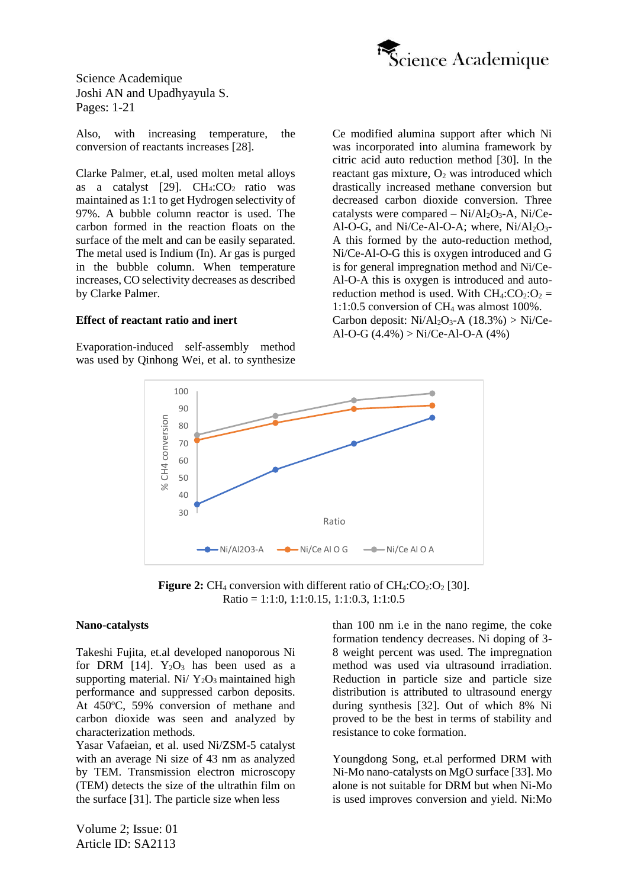Also, with increasing temperature, the conversion of reactants increases [28].

Clarke Palmer, et.al, used molten metal alloys as a catalyst [29]. $CH_4$:$CO_2$ ratio was maintained as 1:1 to get Hydrogen selectivity of 97%. A bubble column reactor is used. The carbon formed in the reaction floats on the surface of the melt and can be easily separated. The metal used is Indium (In). Ar gas is purged in the bubble column. When temperature increases, CO selectivity decreases as described by Clarke Palmer.

**Effect of reactant ratio and inert**

Evaporation-induced self-assembly method was used by Qinhong Wei, et al. to synthesize Ce modified alumina support after which Ni was incorporated into alumina framework by citric acid auto reduction method [30]. In the reactant gas mixture, $O_2$ was introduced which drastically increased methane conversion but decreased carbon dioxide conversion. Three catalysts were compared – Ni/$Al_2O_3$-A, Ni/Ce-Al-O-G, and Ni/Ce-Al-O-A; where, Ni/$Al_2O_3$-A this formed by the auto-reduction method, Ni/Ce-Al-O-G this is oxygen introduced and G is for general impregnation method and Ni/Ce-Al-O-A this is oxygen is introduced and auto-reduction method is used. With $CH_4$:$CO_2$:$O_2$ = 1:1:0.5 conversion of $CH_4$ was almost 100%. Carbon deposit: Ni/$Al_2O_3$-A (18.3%) > Ni/Ce-Al-O-G (4.4%) > Ni/Ce-Al-O-A (4%)

**Figure 2:** $CH_4$ conversion with different ratio of $CH_4$:$CO_2$:$O_2$ [30].
Ratio = 1:1:0, 1:1:0.15, 1:1:0.3, 1:1:0.5

**Nano-catalysts**

Takeshi Fujita, et.al developed nanoporous Ni for DRM [14]. $Y_2O_3$ has been used as a supporting material. Ni/ $Y_2O_3$ maintained high performance and suppressed carbon deposits. At 450°C, 59% conversion of methane and carbon dioxide was seen and analyzed by characterization methods.
Yasar Vafaeian, et al. used Ni/ZSM-5 catalyst with an average Ni size of 43 nm as analyzed by TEM. Transmission electron microscopy (TEM) detects the size of the ultrathin film on the surface [31]. The particle size when less than 100 nm i.e in the nano regime, the coke formation tendency decreases. Ni doping of 3-8 weight percent was used. The impregnation method was used via ultrasound irradiation. Reduction in particle size and particle size distribution is attributed to ultrasound energy during synthesis [32]. Out of which 8% Ni proved to be the best in terms of stability and resistance to coke formation.

Youngdong Song, et.al performed DRM with Ni-Mo nano-catalysts on MgO surface [33]. Mo alone is not suitable for DRM but when Ni-Mo is used improves conversion and yield. Ni:Mo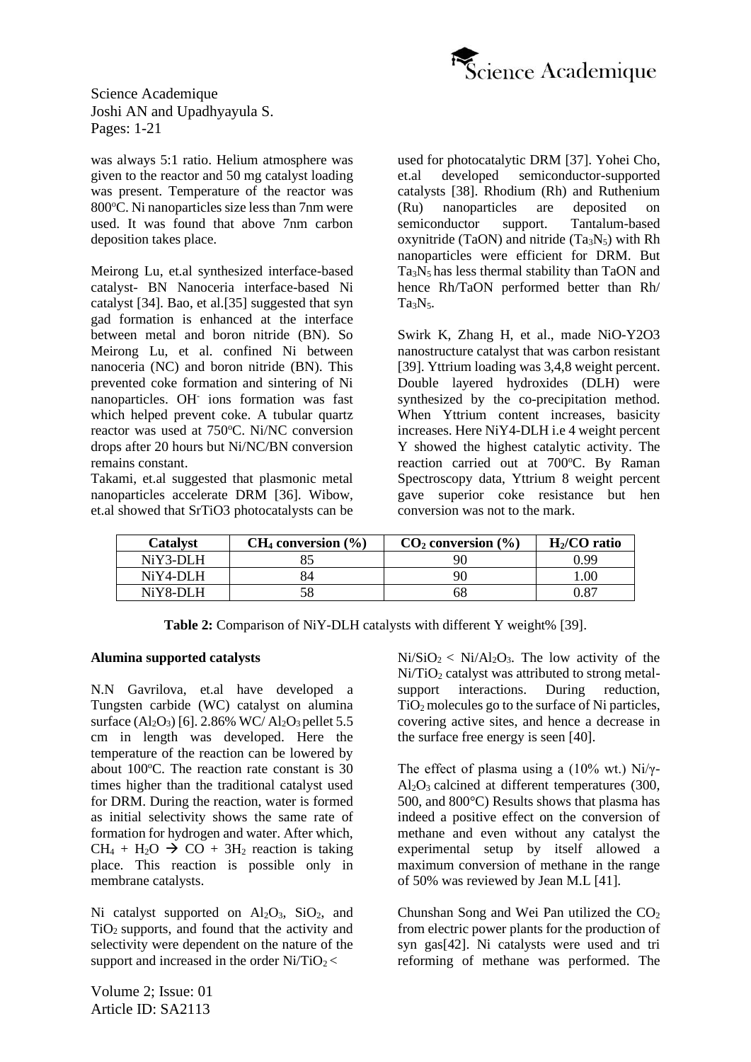was always 5:1 ratio. Helium atmosphere was given to the reactor and 50 mg catalyst loading was present. Temperature of the reactor was 800°C. Ni nanoparticles size less than 7nm were used. It was found that above 7nm carbon deposition takes place.

Meirong Lu, et.al synthesized interface-based catalyst- BN Nanoceria interface-based Ni catalyst [34]. Bao, et al.[35] suggested that syn gad formation is enhanced at the interface between metal and boron nitride (BN). So Meirong Lu, et al. confined Ni between nanoceria (NC) and boron nitride (BN). This prevented coke formation and sintering of Ni nanoparticles. $OH^-$ ions formation was fast which helped prevent coke. A tubular quartz reactor was used at 750°C. Ni/NC conversion drops after 20 hours but Ni/NC/BN conversion remains constant.

Takami, et.al suggested that plasmonic metal nanoparticles accelerate DRM [36]. Wibow, et.al showed that SrTiO3 photocatalysts can be used for photocatalytic DRM [37]. Yohei Cho, et.al developed semiconductor-supported catalysts [38]. Rhodium (Rh) and Ruthenium (Ru) nanoparticles are deposited on semiconductor support. Tantalum-based oxynitride (TaON) and nitride ($Ta_3N_5$) with Rh nanoparticles were efficient for DRM. But $Ta_3N_5$ has less thermal stability than TaON and hence Rh/TaON performed better than Rh/ $Ta_3N_5$.

Swirk K, Zhang H, et al., made NiO-Y2O3 nanostructure catalyst that was carbon resistant [39]. Yttrium loading was 3,4,8 weight percent. Double layered hydroxides (DLH) were synthesized by the co-precipitation method. When Yttrium content increases, basicity increases. Here NiY4-DLH i.e 4 weight percent Y showed the highest catalytic activity. The reaction carried out at 700°C. By Raman Spectroscopy data, Yttrium 8 weight percent gave superior coke resistance but hen conversion was not to the mark.

| Catalyst | $CH_4$ conversion (%) | $CO_2$ conversion (%) | $H_2$/CO ratio |
|---|---|---|---|
| NiY3-DLH | 85 | 90 | 0.99 |
| NiY4-DLH | 84 | 90 | 1.00 |
| NiY8-DLH | 58 | 68 | 0.87 |

**Table 2:** Comparison of NiY-DLH catalysts with different Y weight% [39].

**Alumina supported catalysts**

N.N Gavrilova, et.al have developed a Tungsten carbide (WC) catalyst on alumina surface ($Al_2O_3$) [6]. 2.86% WC/ $Al_2O_3$ pellet 5.5 cm in length was developed. Here the temperature of the reaction can be lowered by about 100°C. The reaction rate constant is 30 times higher than the traditional catalyst used for DRM. During the reaction, water is formed as initial selectivity shows the same rate of formation for hydrogen and water. After which, $CH_4 + H_2O \rightarrow CO + 3H_2$ reaction is taking place. This reaction is possible only in membrane catalysts.

Ni catalyst supported on $Al_2O_3$, $SiO_2$, and $TiO_2$ supports, and found that the activity and selectivity were dependent on the nature of the support and increased in the order $Ni/TiO_2 < Ni/SiO_2 < Ni/Al_2O_3$. The low activity of the $Ni/TiO_2$ catalyst was attributed to strong metal-support interactions. During reduction, $TiO_2$ molecules go to the surface of Ni particles, covering active sites, and hence a decrease in the surface free energy is seen [40].

The effect of plasma using a (10% wt.) Ni/γ-$Al_2O_3$ calcined at different temperatures (300, 500, and 800°C) Results shows that plasma has indeed a positive effect on the conversion of methane and even without any catalyst the experimental setup by itself allowed a maximum conversion of methane in the range of 50% was reviewed by Jean M.L [41].

Chunshan Song and Wei Pan utilized the $CO_2$ from electric power plants for the production of syn gas[42]. Ni catalysts were used and tri reforming of methane was performed. The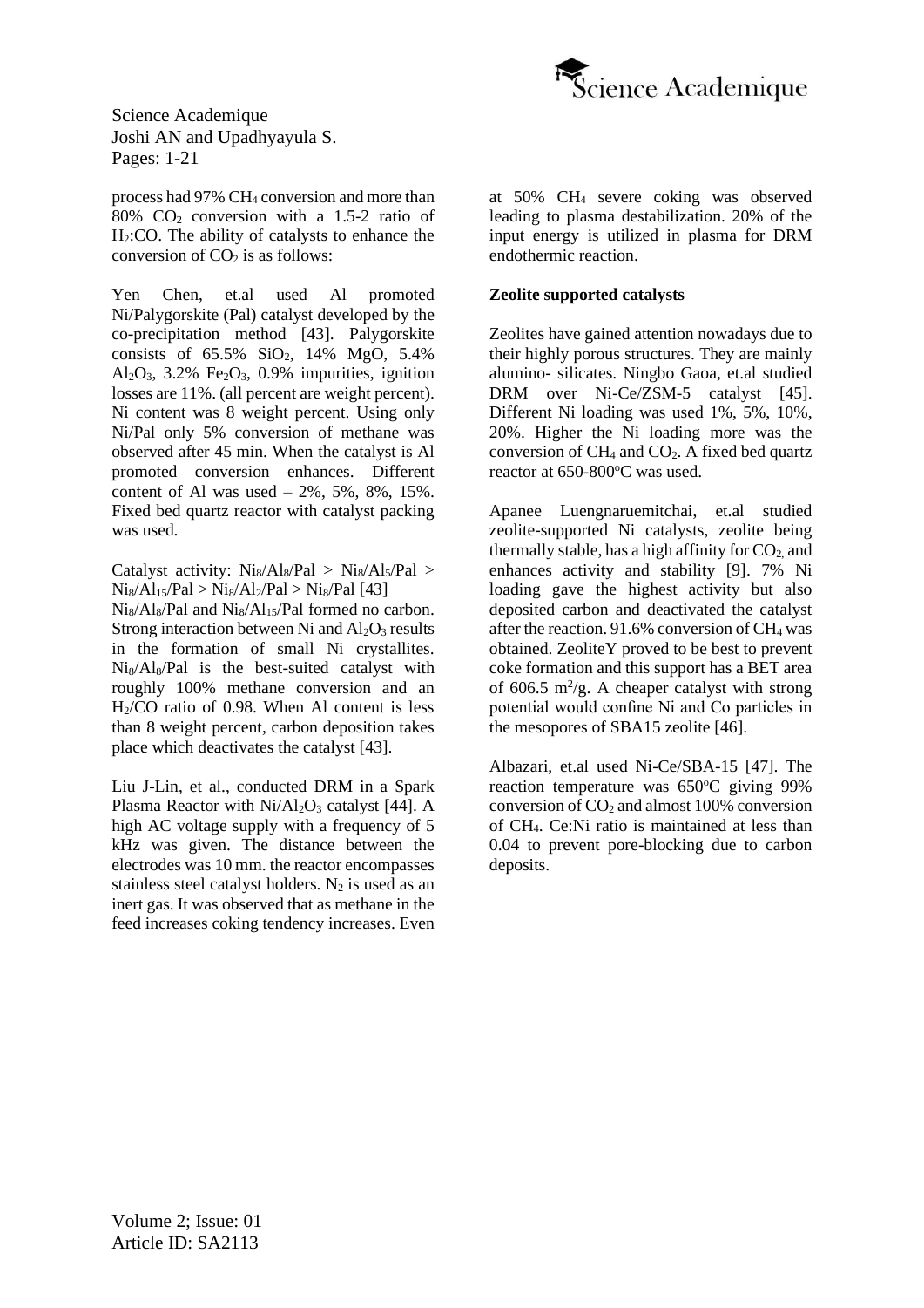process had 97% $CH_4$ conversion and more than 80% $CO_2$ conversion with a 1.5-2 ratio of $H_2$:CO. The ability of catalysts to enhance the conversion of $CO_2$ is as follows:

Yen Chen, et.al used Al promoted Ni/Palygorskite (Pal) catalyst developed by the co-precipitation method [43]. Palygorskite consists of 65.5% $SiO_2$, 14% MgO, 5.4% $Al_2O_3$, 3.2% $Fe_2O_3$, 0.9% impurities, ignition losses are 11%. (all percent are weight percent). Ni content was 8 weight percent. Using only Ni/Pal only 5% conversion of methane was observed after 45 min. When the catalyst is Al promoted conversion enhances. Different content of Al was used – 2%, 5%, 8%, 15%. Fixed bed quartz reactor with catalyst packing was used.

Catalyst activity: $Ni_8/Al_8$/Pal > $Ni_8/Al_5$/Pal > $Ni_8/Al_{15}$/Pal > $Ni_8/Al_2$/Pal > $Ni_8$/Pal [43]
$Ni_8/Al_8$/Pal and $Ni_8/Al_{15}$/Pal formed no carbon. Strong interaction between Ni and $Al_2O_3$ results in the formation of small Ni crystallites. $Ni_8/Al_8$/Pal is the best-suited catalyst with roughly 100% methane conversion and an $H_2$/CO ratio of 0.98. When Al content is less than 8 weight percent, carbon deposition takes place which deactivates the catalyst [43].

Liu J-Lin, et al., conducted DRM in a Spark Plasma Reactor with $Ni/Al_2O_3$ catalyst [44]. A high AC voltage supply with a frequency of 5 kHz was given. The distance between the electrodes was 10 mm. the reactor encompasses stainless steel catalyst holders. $N_2$ is used as an inert gas. It was observed that as methane in the feed increases coking tendency increases. Even at 50% $CH_4$ severe coking was observed leading to plasma destabilization. 20% of the input energy is utilized in plasma for DRM endothermic reaction.

**Zeolite supported catalysts**

Zeolites have gained attention nowadays due to their highly porous structures. They are mainly alumino- silicates. Ningbo Gaoa, et.al studied DRM over Ni-Ce/ZSM-5 catalyst [45]. Different Ni loading was used 1%, 5%, 10%, 20%. Higher the Ni loading more was the conversion of $CH_4$ and $CO_2$. A fixed bed quartz reactor at 650-800$^{o}$C was used.

Apanee Luengnaruemitchai, et.al studied zeolite-supported Ni catalysts, zeolite being thermally stable, has a high affinity for $CO_2$, and enhances activity and stability [9]. 7% Ni loading gave the highest activity but also deposited carbon and deactivated the catalyst after the reaction. 91.6% conversion of $CH_4$ was obtained. ZeoliteY proved to be best to prevent coke formation and this support has a BET area of 606.5 $m^2$/g. A cheaper catalyst with strong potential would confine Ni and Co particles in the mesopores of SBA15 zeolite [46].

Albazari, et.al used Ni-Ce/SBA-15 [47]. The reaction temperature was 650$^{o}$C giving 99% conversion of $CO_2$ and almost 100% conversion of $CH_4$. Ce:Ni ratio is maintained at less than 0.04 to prevent pore-blocking due to carbon deposits.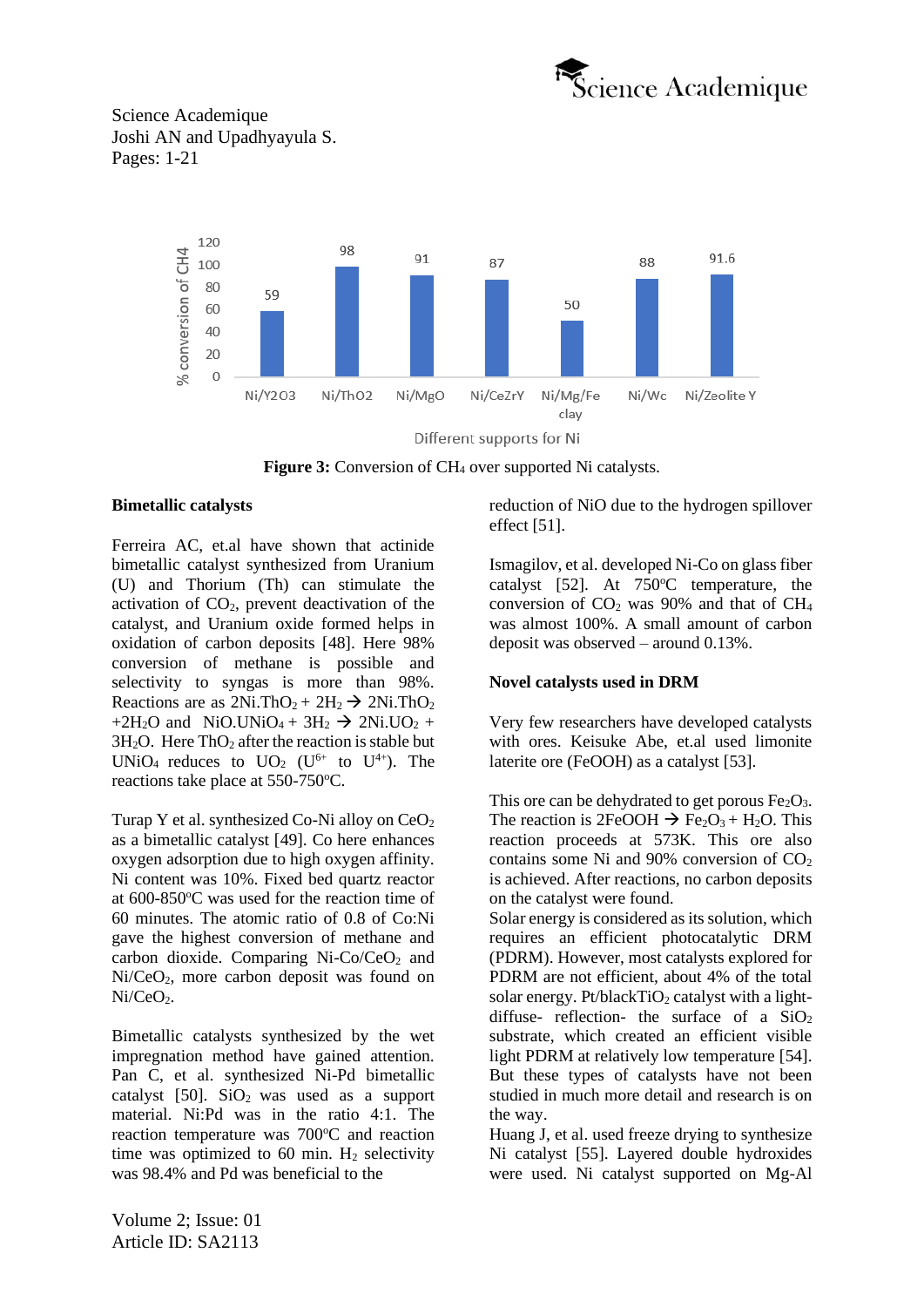Figure 3: Conversion of $CH_4$ over supported Ni catalysts.

**Bimetallic catalysts**

Ferreira AC, et.al have shown that actinide bimetallic catalyst synthesized from Uranium (U) and Thorium (Th) can stimulate the activation of $CO_2$, prevent deactivation of the catalyst, and Uranium oxide formed helps in oxidation of carbon deposits [48]. Here 98% conversion of methane is possible and selectivity to syngas is more than 98%. Reactions are as $2Ni.ThO_2 + 2H_2 \rightarrow 2Ni.ThO_2 + 2H_2O$ and $NiO.UNiO_4 + 3H_2 \rightarrow 2Ni.UO_2 + 3H_2O$. Here $ThO_2$ after the reaction is stable but $UNiO_4$ reduces to $UO_2$ ($U^{6+}$ to $U^{4+}$). The reactions take place at 550-750°C.

Turap Y et al. synthesized Co-Ni alloy on $CeO_2$ as a bimetallic catalyst [49]. Co here enhances oxygen adsorption due to high oxygen affinity. Ni content was 10%. Fixed bed quartz reactor at 600-850°C was used for the reaction time of 60 minutes. The atomic ratio of 0.8 of Co:Ni gave the highest conversion of methane and carbon dioxide. Comparing Ni-Co/$CeO_2$ and Ni/$CeO_2$, more carbon deposit was found on Ni/$CeO_2$.

Bimetallic catalysts synthesized by the wet impregnation method have gained attention. Pan C, et al. synthesized Ni-Pd bimetallic catalyst [50]. $SiO_2$ was used as a support material. Ni:Pd was in the ratio 4:1. The reaction temperature was 700°C and reaction time was optimized to 60 min. $H_2$ selectivity was 98.4% and Pd was beneficial to the reduction of NiO due to the hydrogen spillover effect [51].

Ismagilov, et al. developed Ni-Co on glass fiber catalyst [52]. At 750°C temperature, the conversion of $CO_2$ was 90% and that of $CH_4$ was almost 100%. A small amount of carbon deposit was observed – around 0.13%.

**Novel catalysts used in DRM**

Very few researchers have developed catalysts with ores. Keisuke Abe, et.al used limonite laterite ore (FeOOH) as a catalyst [53].

This ore can be dehydrated to get porous $Fe_2O_3$. The reaction is $2FeOOH \rightarrow Fe_2O_3 + H_2O$. This reaction proceeds at 573K. This ore also contains some Ni and 90% conversion of $CO_2$ is achieved. After reactions, no carbon deposits on the catalyst were found.

Solar energy is considered as its solution, which requires an efficient photocatalytic DRM (PDRM). However, most catalysts explored for PDRM are not efficient, about 4% of the total solar energy. Pt/black$TiO_2$ catalyst with a light-diffuse- reflection- the surface of a $SiO_2$ substrate, which created an efficient visible light PDRM at relatively low temperature [54]. But these types of catalysts have not been studied in much more detail and research is on the way.

Huang J, et al. used freeze drying to synthesize Ni catalyst [55]. Layered double hydroxides were used. Ni catalyst supported on Mg-Al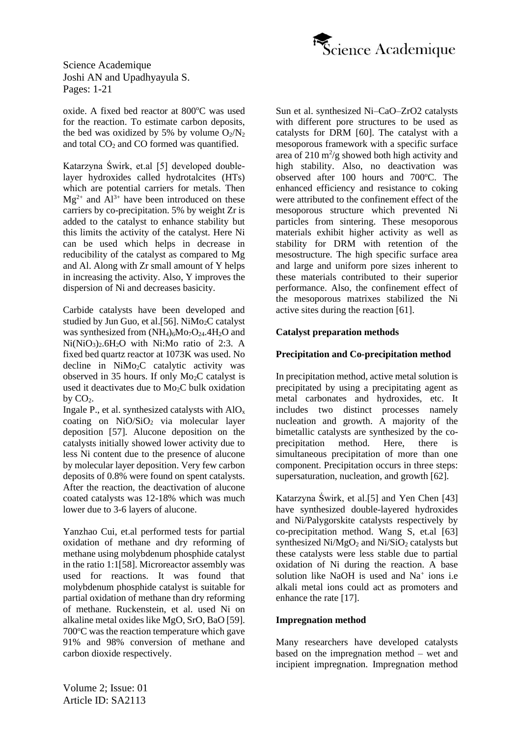oxide. A fixed bed reactor at 800°C was used for the reaction. To estimate carbon deposits, the bed was oxidized by 5% by volume $O_2/N_2$ and total $CO_2$ and CO formed was quantified.

Katarzyna Świrk, et.al [5] developed double-layer hydroxides called hydrotalcites (HTs) which are potential carriers for metals. Then $Mg^{2+}$ and $Al^{3+}$ have been introduced on these carriers by co-precipitation. 5% by weight Zr is added to the catalyst to enhance stability but this limits the activity of the catalyst. Here Ni can be used which helps in decrease in reducibility of the catalyst as compared to Mg and Al. Along with Zr small amount of Y helps in increasing the activity. Also, Y improves the dispersion of Ni and decreases basicity.

Carbide catalysts have been developed and studied by Jun Guo, et al.[56]. $NiMo_2C$ catalyst was synthesized from $(NH_4)_6Mo_7O_{24}.4H_2O$ and $Ni(NiO_3)_2.6H_2O$ with Ni:Mo ratio of 2:3. A fixed bed quartz reactor at 1073K was used. No decline in $NiMo_2C$ catalytic activity was observed in 35 hours. If only $Mo_2C$ catalyst is used it deactivates due to $Mo_2C$ bulk oxidation by $CO_2$.

Ingale P., et al. synthesized catalysts with $AlO_x$ coating on $NiO/SiO_2$ via molecular layer deposition [57]. Alucone deposition on the catalysts initially showed lower activity due to less Ni content due to the presence of alucone by molecular layer deposition. Very few carbon deposits of 0.8% were found on spent catalysts. After the reaction, the deactivation of alucone coated catalysts was 12-18% which was much lower due to 3-6 layers of alucone.

Yanzhao Cui, et.al performed tests for partial oxidation of methane and dry reforming of methane using molybdenum phosphide catalyst in the ratio 1:1[58]. Microreactor assembly was used for reactions. It was found that molybdenum phosphide catalyst is suitable for partial oxidation of methane than dry reforming of methane. Ruckenstein, et al. used Ni on alkaline metal oxides like MgO, SrO, BaO [59]. 700°C was the reaction temperature which gave 91% and 98% conversion of methane and carbon dioxide respectively.

Sun et al. synthesized Ni–CaO–ZrO2 catalysts with different pore structures to be used as catalysts for DRM [60]. The catalyst with a mesoporous framework with a specific surface area of 210 $m^2/g$ showed both high activity and high stability. Also, no deactivation was observed after 100 hours and 700°C. The enhanced efficiency and resistance to coking were attributed to the confinement effect of the mesoporous structure which prevented Ni particles from sintering. These mesoporous materials exhibit higher activity as well as stability for DRM with retention of the mesostructure. The high specific surface area and large and uniform pore sizes inherent to these materials contributed to their superior performance. Also, the confinement effect of the mesoporous matrixes stabilized the Ni active sites during the reaction [61].

## Catalyst preparation methods

### Precipitation and Co-precipitation method

In precipitation method, active metal solution is precipitated by using a precipitating agent as metal carbonates and hydroxides, etc. It includes two distinct processes namely nucleation and growth. A majority of the bimetallic catalysts are synthesized by the co-precipitation method. Here, there is simultaneous precipitation of more than one component. Precipitation occurs in three steps: supersaturation, nucleation, and growth [62].

Katarzyna Świrk, et al.[5] and Yen Chen [43] have synthesized double-layered hydroxides and Ni/Palygorskite catalysts respectively by co-precipitation method. Wang S, et.al [63] synthesized $Ni/MgO_2$ and $Ni/SiO_2$ catalysts but these catalysts were less stable due to partial oxidation of Ni during the reaction. A base solution like NaOH is used and $Na^+$ ions i.e alkali metal ions could act as promoters and enhance the rate [17].

### Impregnation method

Many researchers have developed catalysts based on the impregnation method – wet and incipient impregnation. Impregnation method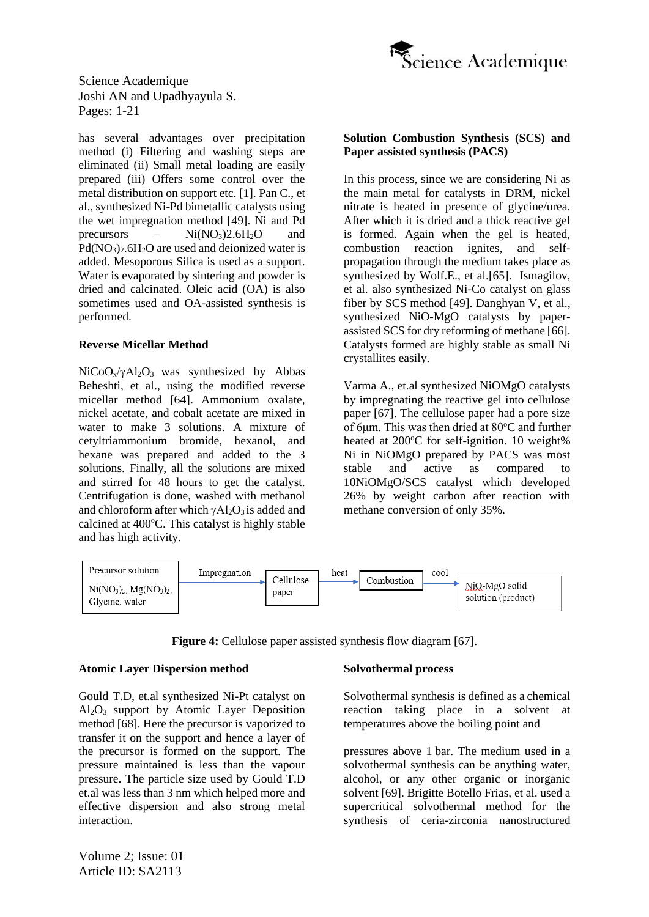has several advantages over precipitation method (i) Filtering and washing steps are eliminated (ii) Small metal loading are easily prepared (iii) Offers some control over the metal distribution on support etc. [1]. Pan C., et al., synthesized Ni-Pd bimetallic catalysts using the wet impregnation method [49]. Ni and Pd precursors – $Ni(NO_3)2.6H_2O$ and $Pd(NO_3)_2.6H_2O$ are used and deionized water is added. Mesoporous Silica is used as a support. Water is evaporated by sintering and powder is dried and calcinated. Oleic acid (OA) is also sometimes used and OA-assisted synthesis is performed.

**Reverse Micellar Method**

$NiCoO_x/\gamma Al_2O_3$ was synthesized by Abbas Beheshti, et al., using the modified reverse micellar method [64]. Ammonium oxalate, nickel acetate, and cobalt acetate are mixed in water to make 3 solutions. A mixture of cetyltriammonium bromide, hexanol, and hexane was prepared and added to the 3 solutions. Finally, all the solutions are mixed and stirred for 48 hours to get the catalyst. Centrifugation is done, washed with methanol and chloroform after which $\gamma Al_2O_3$ is added and calcined at 400°C. This catalyst is highly stable and has high activity.

**Solution Combustion Synthesis (SCS) and Paper assisted synthesis (PACS)**

In this process, since we are considering Ni as the main metal for catalysts in DRM, nickel nitrate is heated in presence of glycine/urea. After which it is dried and a thick reactive gel is formed. Again when the gel is heated, combustion reaction ignites, and self-propagation through the medium takes place as synthesized by Wolf.E., et al.[65]. Ismagilov, et al. also synthesized Ni-Co catalyst on glass fiber by SCS method [49]. Danghyan V, et al., synthesized NiO-MgO catalysts by paper-assisted SCS for dry reforming of methane [66]. Catalysts formed are highly stable as small Ni crystallites easily.

Varma A., et.al synthesized NiOMgO catalysts by impregnating the reactive gel into cellulose paper [67]. The cellulose paper had a pore size of 6μm. This was then dried at 80°C and further heated at 200°C for self-ignition. 10 weight% Ni in NiOMgO prepared by PACS was most stable and active as compared to 10NiOMgO/SCS catalyst which developed 26% by weight carbon after reaction with methane conversion of only 35%.

Precursor solution $Ni(NO_3)_2$, $Mg(NO_3)_2$, Glycine, water → Impregnation → Cellulose paper → heat → Combustion → cool → NiO-MgO solid solution (product)

**Figure 4:** Cellulose paper assisted synthesis flow diagram [67].

**Atomic Layer Dispersion method**

Gould T.D, et.al synthesized Ni-Pt catalyst on $Al_2O_3$ support by Atomic Layer Deposition method [68]. Here the precursor is vaporized to transfer it on the support and hence a layer of the precursor is formed on the support. The pressure maintained is less than the vapour pressure. The particle size used by Gould T.D et.al was less than 3 nm which helped more and effective dispersion and also strong metal interaction.

**Solvothermal process**

Solvothermal synthesis is defined as a chemical reaction taking place in a solvent at temperatures above the boiling point and pressures above 1 bar. The medium used in a solvothermal synthesis can be anything water, alcohol, or any other organic or inorganic solvent [69]. Brigitte Botello Frias, et al. used a supercritical solvothermal method for the synthesis of ceria-zirconia nanostructured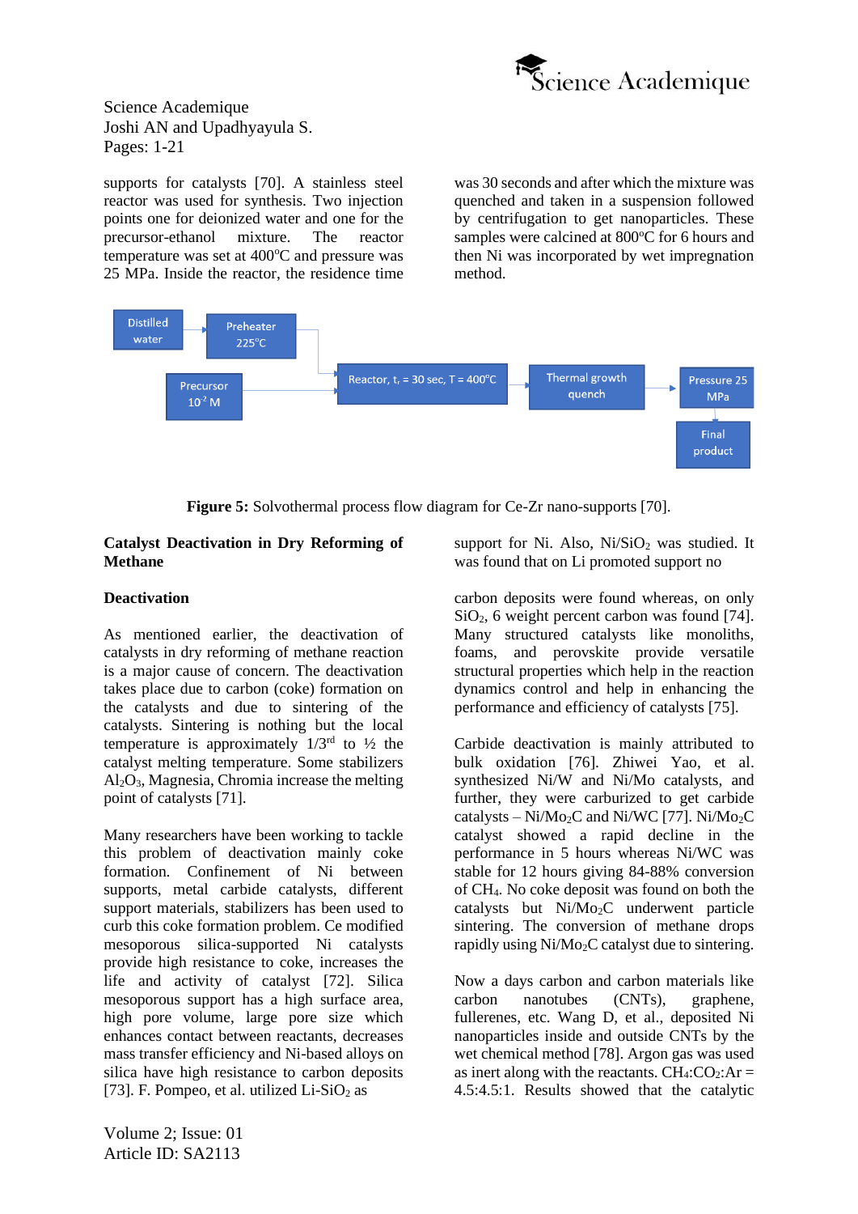supports for catalysts [70]. A stainless steel reactor was used for synthesis. Two injection points one for deionized water and one for the precursor-ethanol mixture. The reactor temperature was set at 400°C and pressure was 25 MPa. Inside the reactor, the residence time was 30 seconds and after which the mixture was quenched and taken in a suspension followed by centrifugation to get nanoparticles. These samples were calcined at 800°C for 6 hours and then Ni was incorporated by wet impregnation method.

**Figure 5:** Solvothermal process flow diagram for Ce-Zr nano-supports [70].

## Catalyst Deactivation in Dry Reforming of Methane

### Deactivation

As mentioned earlier, the deactivation of catalysts in dry reforming of methane reaction is a major cause of concern. The deactivation takes place due to carbon (coke) formation on the catalysts and due to sintering of the catalysts. Sintering is nothing but the local temperature is approximately 1/3rd to ½ the catalyst melting temperature. Some stabilizers $Al_2O_3$, Magnesia, Chromia increase the melting point of catalysts [71].

Many researchers have been working to tackle this problem of deactivation mainly coke formation. Confinement of Ni between supports, metal carbide catalysts, different support materials, stabilizers has been used to curb this coke formation problem. Ce modified mesoporous silica-supported Ni catalysts provide high resistance to coke, increases the life and activity of catalyst [72]. Silica mesoporous support has a high surface area, high pore volume, large pore size which enhances contact between reactants, decreases mass transfer efficiency and Ni-based alloys on silica have high resistance to carbon deposits [73]. F. Pompeo, et al. utilized Li-$SiO_2$ as support for Ni. Also, Ni/$SiO_2$ was studied. It was found that on Li promoted support no carbon deposits were found whereas, on only $SiO_2$, 6 weight percent carbon was found [74]. Many structured catalysts like monoliths, foams, and perovskite provide versatile structural properties which help in the reaction dynamics control and help in enhancing the performance and efficiency of catalysts [75].

Carbide deactivation is mainly attributed to bulk oxidation [76]. Zhiwei Yao, et al. synthesized Ni/W and Ni/Mo catalysts, and further, they were carburized to get carbide catalysts – Ni/$Mo_2C$ and Ni/WC [77]. Ni/$Mo_2C$ catalyst showed a rapid decline in the performance in 5 hours whereas Ni/WC was stable for 12 hours giving 84-88% conversion of $CH_4$. No coke deposit was found on both the catalysts but Ni/$Mo_2C$ underwent particle sintering. The conversion of methane drops rapidly using Ni/$Mo_2C$ catalyst due to sintering.

Now a days carbon and carbon materials like carbon nanotubes (CNTs), graphene, fullerenes, etc. Wang D, et al., deposited Ni nanoparticles inside and outside CNTs by the wet chemical method [78]. Argon gas was used as inert along with the reactants. $CH_4$:$CO_2$:Ar = 4.5:4.5:1. Results showed that the catalytic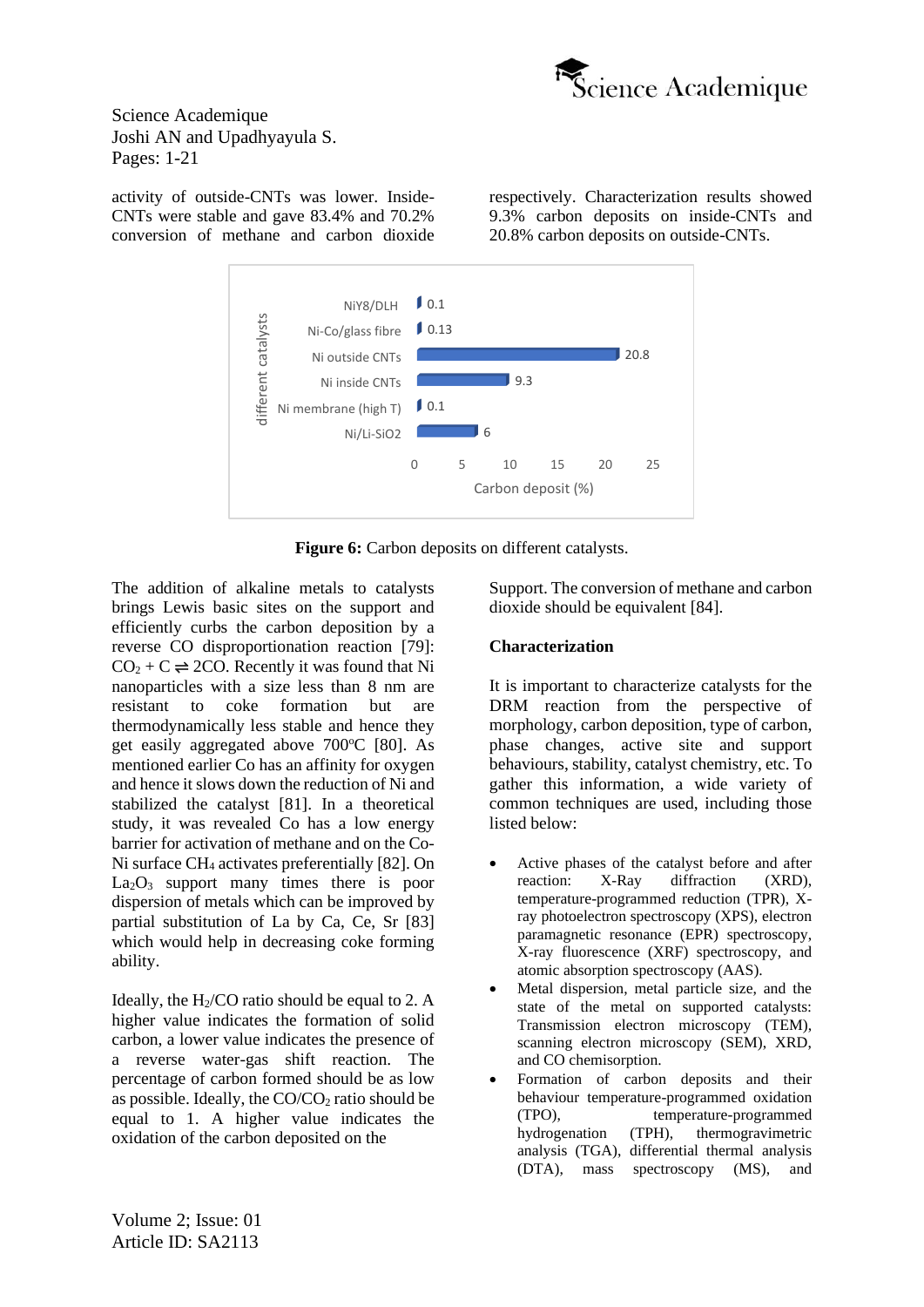activity of outside-CNTs was lower. Inside-CNTs were stable and gave 83.4% and 70.2% conversion of methane and carbon dioxide respectively. Characterization results showed 9.3% carbon deposits on inside-CNTs and 20.8% carbon deposits on outside-CNTs.

| different catalysts | Carbon deposit (%) |
| --- | --- |
| NiY8/DLH | 0.1 |
| Ni-Co/glass fibre | 0.13 |
| Ni outside CNTs | 20.8 |
| Ni inside CNTs | 9.3 |
| Ni membrane (high T) | 0.1 |
| Ni/Li-SiO2 | 6 |

**Figure 6:** Carbon deposits on different catalysts.

The addition of alkaline metals to catalysts brings Lewis basic sites on the support and efficiently curbs the carbon deposition by a reverse CO disproportionation reaction [79]: $CO_2 + C \rightleftharpoons 2CO$. Recently it was found that Ni nanoparticles with a size less than 8 nm are resistant to coke formation but are thermodynamically less stable and hence they get easily aggregated above 700ºC [80]. As mentioned earlier Co has an affinity for oxygen and hence it slows down the reduction of Ni and stabilized the catalyst [81]. In a theoretical study, it was revealed Co has a low energy barrier for activation of methane and on the Co-Ni surface $CH_4$ activates preferentially [82]. On $La_2O_3$ support many times there is poor dispersion of metals which can be improved by partial substitution of La by Ca, Ce, Sr [83] which would help in decreasing coke forming ability.

Ideally, the $H_2$/CO ratio should be equal to 2. A higher value indicates the formation of solid carbon, a lower value indicates the presence of a reverse water-gas shift reaction. The percentage of carbon formed should be as low as possible. Ideally, the CO/$CO_2$ ratio should be equal to 1. A higher value indicates the oxidation of the carbon deposited on the Support. The conversion of methane and carbon dioxide should be equivalent [84].

### Characterization

It is important to characterize catalysts for the DRM reaction from the perspective of morphology, carbon deposition, type of carbon, phase changes, active site and support behaviours, stability, catalyst chemistry, etc. To gather this information, a wide variety of common techniques are used, including those listed below:

- Active phases of the catalyst before and after reaction: X-Ray diffraction (XRD), temperature-programmed reduction (TPR), X-ray photoelectron spectroscopy (XPS), electron paramagnetic resonance (EPR) spectroscopy, X-ray fluorescence (XRF) spectroscopy, and atomic absorption spectroscopy (AAS).
- Metal dispersion, metal particle size, and the state of the metal on supported catalysts: Transmission electron microscopy (TEM), scanning electron microscopy (SEM), XRD, and CO chemisorption.
- Formation of carbon deposits and their behaviour temperature-programmed oxidation (TPO), temperature-programmed hydrogenation (TPH), thermogravimetric analysis (TGA), differential thermal analysis (DTA), mass spectroscopy (MS), and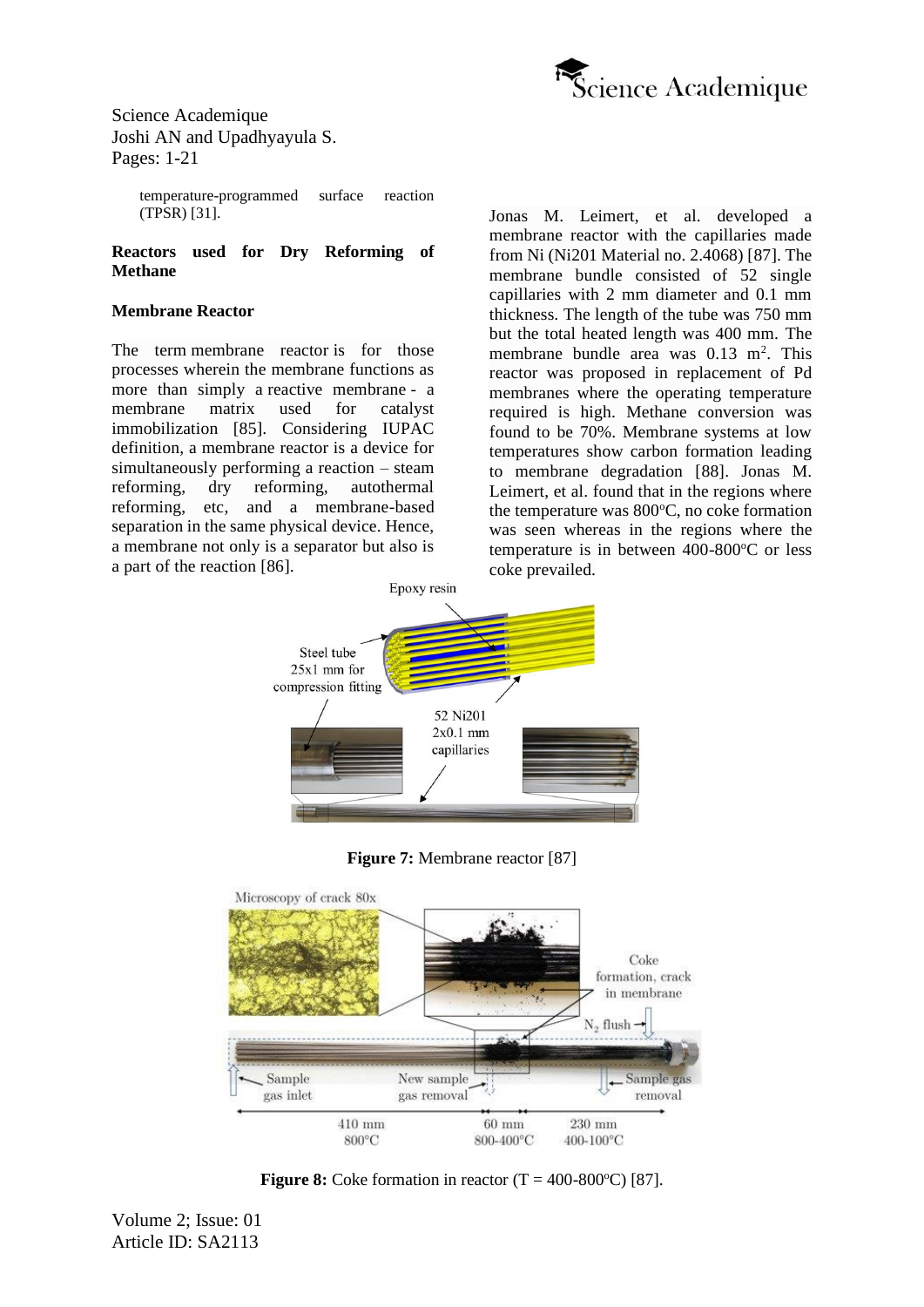temperature-programmed surface reaction (TPSR) [31].

## Reactors used for Dry Reforming of Methane

### Membrane Reactor

The term membrane reactor is for those processes wherein the membrane functions as more than simply a reactive membrane - a membrane matrix used for catalyst immobilization [85]. Considering IUPAC definition, a membrane reactor is a device for simultaneously performing a reaction – steam reforming, dry reforming, autothermal reforming, etc, and a membrane-based separation in the same physical device. Hence, a membrane not only is a separator but also is a part of the reaction [86].

Jonas M. Leimert, et al. developed a membrane reactor with the capillaries made from Ni (Ni201 Material no. 2.4068) [87]. The membrane bundle consisted of 52 single capillaries with 2 mm diameter and 0.1 mm thickness. The length of the tube was 750 mm but the total heated length was 400 mm. The membrane bundle area was 0.13 $m^2$. This reactor was proposed in replacement of Pd membranes where the operating temperature required is high. Methane conversion was found to be 70%. Membrane systems at low temperatures show carbon formation leading to membrane degradation [88]. Jonas M. Leimert, et al. found that in the regions where the temperature was 800°C, no coke formation was seen whereas in the regions where the temperature is in between 400-800°C or less coke prevailed.

**Figure 7:** Membrane reactor [87]

**Figure 8:** Coke formation in reactor (T = 400-800°C) [87].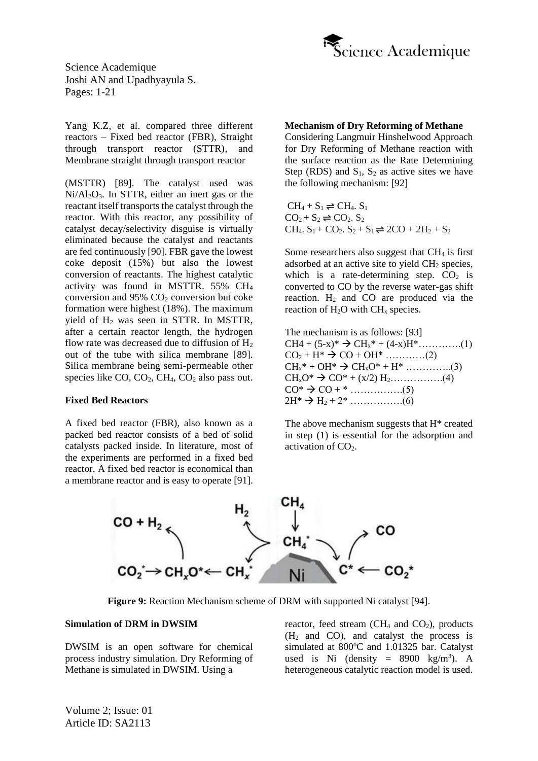Yang K.Z, et al. compared three different reactors – Fixed bed reactor (FBR), Straight through transport reactor (STTR), and Membrane straight through transport reactor (MSTTR) [89]. The catalyst used was $Ni/Al_2O_3$. In STTR, either an inert gas or the reactant itself transports the catalyst through the reactor. With this reactor, any possibility of catalyst decay/selectivity disguise is virtually eliminated because the catalyst and reactants are fed continuously [90]. FBR gave the lowest coke deposit (15%) but also the lowest conversion of reactants. The highest catalytic activity was found in MSTTR. 55% $CH_4$ conversion and 95% $CO_2$ conversion but coke formation were highest (18%). The maximum yield of $H_2$ was seen in STTR. In MSTTR, after a certain reactor length, the hydrogen flow rate was decreased due to diffusion of $H_2$ out of the tube with silica membrane [89]. Silica membrane being semi-permeable other species like CO, $CO_2$, $CH_4$, $CO_2$ also pass out.

### Fixed Bed Reactors

A fixed bed reactor (FBR), also known as a packed bed reactor consists of a bed of solid catalysts packed inside. In literature, most of the experiments are performed in a fixed bed reactor. A fixed bed reactor is economical than a membrane reactor and is easy to operate [91].

### Mechanism of Dry Reforming of Methane

Considering Langmuir Hinshelwood Approach for Dry Reforming of Methane reaction with the surface reaction as the Rate Determining Step (RDS) and $S_1$, $S_2$ as active sites we have the following mechanism: [92]

$$CH_4 + S_1 \rightleftharpoons CH_4.\,S_1$$
$$CO_2 + S_2 \rightleftharpoons CO_2.\,S_2$$
$$CH_4.\,S_1 + CO_2.\,S_2 + S_1 \rightleftharpoons 2CO + 2H_2 + S_2$$

Some researchers also suggest that $CH_4$ is first adsorbed at an active site to yield $CH_2$ species, which is a rate-determining step. $CO_2$ is converted to CO by the reverse water-gas shift reaction. $H_2$ and CO are produced via the reaction of $H_2O$ with $CH_x$ species.

The mechanism is as follows: [93]

$$CH4 + (5-x)^* \rightarrow CH_x^* + (4-x)H^* \quad (1)$$
$$CO_2 + H^* \rightarrow CO + OH^* \quad (2)$$
$$CH_x^* + OH^* \rightarrow CH_xO^* + H^* \quad (3)$$
$$CH_xO^* \rightarrow CO^* + (x/2)\,H_2 \quad (4)$$
$$CO^* \rightarrow CO + {}^* \quad (5)$$
$$2H^* \rightarrow H_2 + 2^* \quad (6)$$

The above mechanism suggests that H* created in step (1) is essential for the adsorption and activation of $CO_2$.

**Figure 9:** Reaction Mechanism scheme of DRM with supported Ni catalyst [94].

### Simulation of DRM in DWSIM

DWSIM is an open software for chemical process industry simulation. Dry Reforming of Methane is simulated in DWSIM. Using a reactor, feed stream ($CH_4$ and $CO_2$), products ($H_2$ and CO), and catalyst the process is simulated at 800°C and 1.01325 bar. Catalyst used is Ni (density = 8900 kg/m$^3$). A heterogeneous catalytic reaction model is used.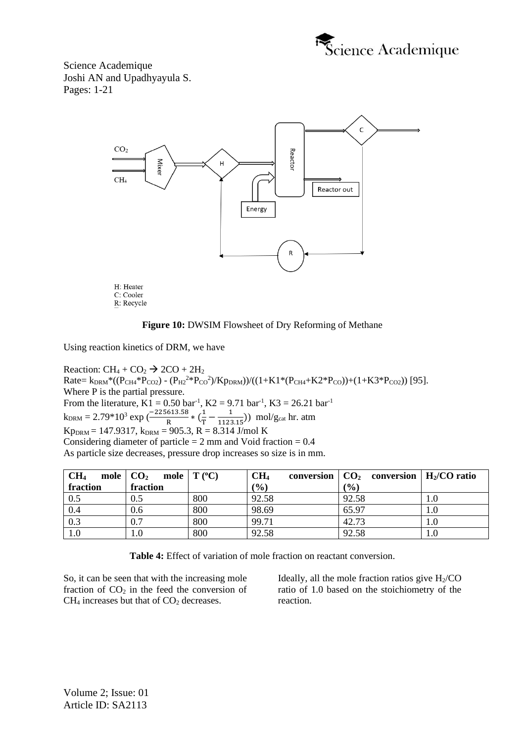H: Heater
C: Cooler
R: Recycle

**Figure 10:** DWSIM Flowsheet of Dry Reforming of Methane

Using reaction kinetics of DRM, we have

Reaction: $CH_4 + CO_2 \rightarrow 2CO + 2H_2$

Rate= $k_{DRM}*((P_{CH4}*P_{CO2}) - (P_{H2}^2*P_{CO}^2)/Kp_{DRM}))/((1+K1*(P_{CH4}+K2*P_{CO}))+(1+K3*P_{CO2}))$ [95].

Where P is the partial pressure.

From the literature, K1 = 0.50 $bar^{-1}$, K2 = 9.71 $bar^{-1}$, K3 = 26.21 $bar^{-1}$

$k_{DRM} = 2.79*10^3 \exp\left(\frac{-225613.58}{R} * \left(\frac{1}{T} - \frac{1}{1123.15}\right)\right)$ mol/$g_{cat}$ hr. atm

$Kp_{DRM}$ = 147.9317, $k_{DRM}$ = 905.3, R = 8.314 J/mol K

Considering diameter of particle = 2 mm and Void fraction = 0.4

As particle size decreases, pressure drop increases so size is in mm.

| $CH_4$ mole fraction | $CO_2$ mole fraction | T (ºC) | $CH_4$ conversion (%) | $CO_2$ conversion (%) | $H_2$/CO ratio |
|---|---|---|---|---|---|
| 0.5 | 0.5 | 800 | 92.58 | 92.58 | 1.0 |
| 0.4 | 0.6 | 800 | 98.69 | 65.97 | 1.0 |
| 0.3 | 0.7 | 800 | 99.71 | 42.73 | 1.0 |
| 1.0 | 1.0 | 800 | 92.58 | 92.58 | 1.0 |

**Table 4:** Effect of variation of mole fraction on reactant conversion.

So, it can be seen that with the increasing mole fraction of $CO_2$ in the feed the conversion of $CH_4$ increases but that of $CO_2$ decreases.

Ideally, all the mole fraction ratios give $H_2$/CO ratio of 1.0 based on the stoichiometry of the reaction.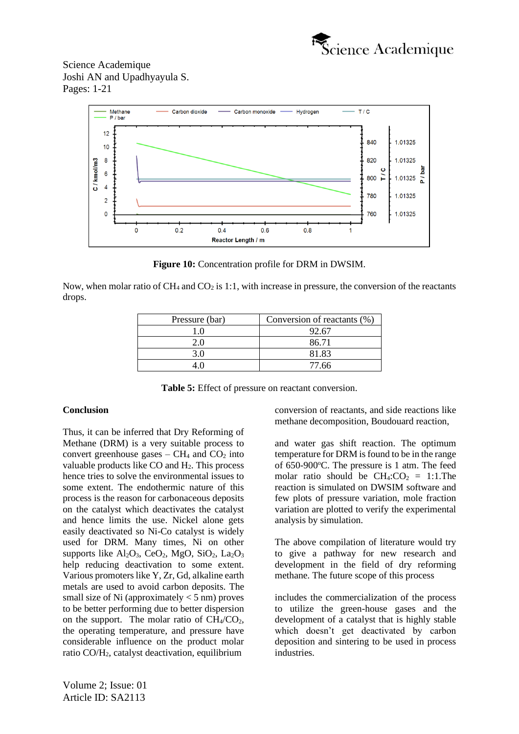**Figure 10:** Concentration profile for DRM in DWSIM.

Now, when molar ratio of $CH_4$ and $CO_2$ is 1:1, with increase in pressure, the conversion of the reactants drops.

| Pressure (bar) | Conversion of reactants (%) |
|---|---|
| 1.0 | 92.67 |
| 2.0 | 86.71 |
| 3.0 | 81.83 |
| 4.0 | 77.66 |

**Table 5:** Effect of pressure on reactant conversion.

**Conclusion**

Thus, it can be inferred that Dry Reforming of Methane (DRM) is a very suitable process to convert greenhouse gases – $CH_4$ and $CO_2$ into valuable products like CO and $H_2$. This process hence tries to solve the environmental issues to some extent. The endothermic nature of this process is the reason for carbonaceous deposits on the catalyst which deactivates the catalyst and hence limits the use. Nickel alone gets easily deactivated so Ni-Co catalyst is widely used for DRM. Many times, Ni on other supports like $Al_2O_3$, $CeO_2$, MgO, $SiO_2$, $La_2O_3$ help reducing deactivation to some extent. Various promoters like Y, Zr, Gd, alkaline earth metals are used to avoid carbon deposits. The small size of Ni (approximately < 5 nm) proves to be better performing due to better dispersion on the support. The molar ratio of $CH_4/CO_2$, the operating temperature, and pressure have considerable influence on the product molar ratio $CO/H_2$, catalyst deactivation, equilibrium conversion of reactants, and side reactions like methane decomposition, Boudouard reaction, and water gas shift reaction. The optimum temperature for DRM is found to be in the range of 650-900$^{o}$C. The pressure is 1 atm. The feed molar ratio should be $CH_4$:$CO_2$ = 1:1.The reaction is simulated on DWSIM software and few plots of pressure variation, mole fraction variation are plotted to verify the experimental analysis by simulation.

The above compilation of literature would try to give a pathway for new research and development in the field of dry reforming methane. The future scope of this process includes the commercialization of the process to utilize the green-house gases and the development of a catalyst that is highly stable which doesn't get deactivated by carbon deposition and sintering to be used in process industries.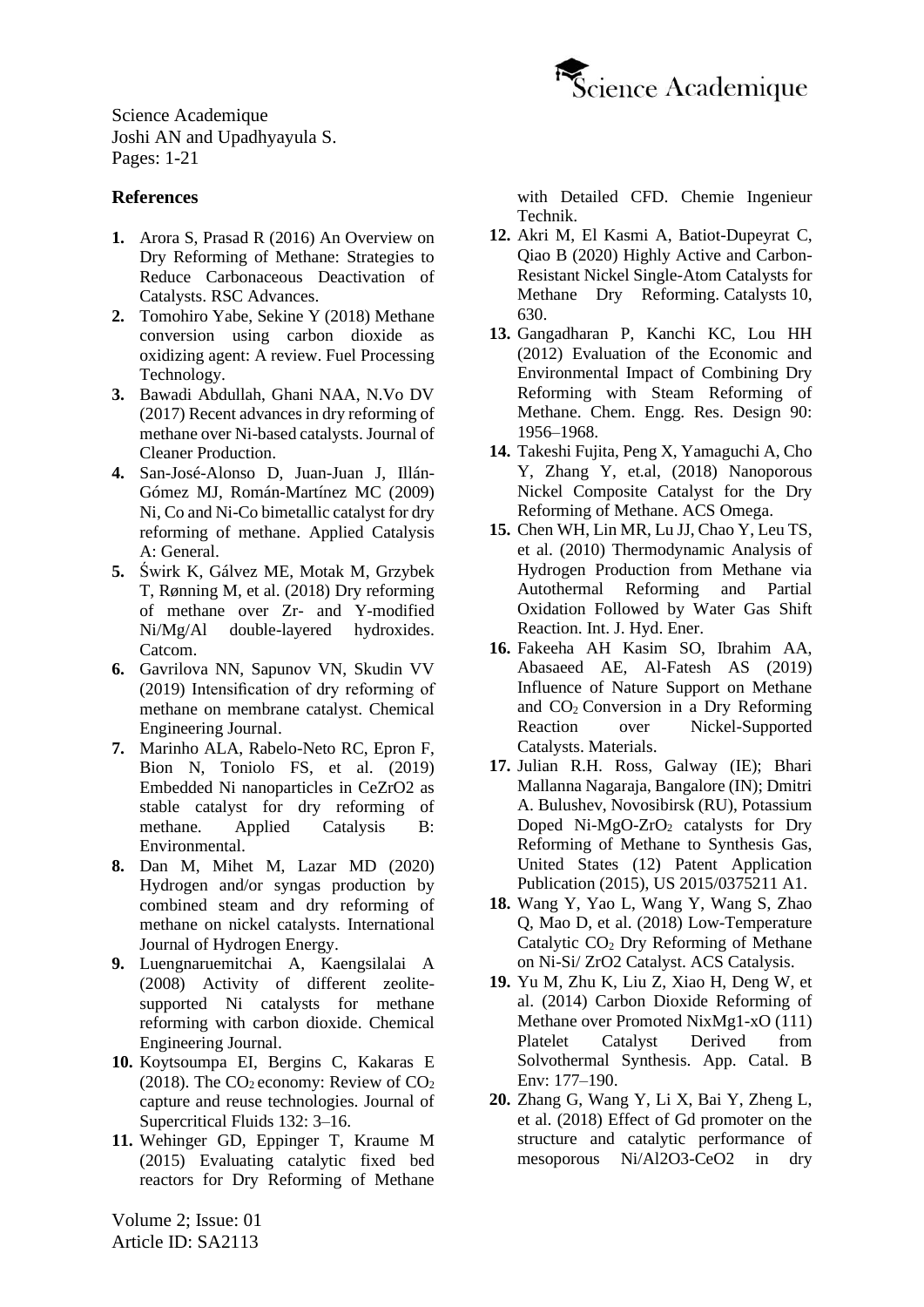## References

1. Arora S, Prasad R (2016) An Overview on Dry Reforming of Methane: Strategies to Reduce Carbonaceous Deactivation of Catalysts. RSC Advances.
2. Tomohiro Yabe, Sekine Y (2018) Methane conversion using carbon dioxide as oxidizing agent: A review. Fuel Processing Technology.
3. Bawadi Abdullah, Ghani NAA, N.Vo DV (2017) Recent advances in dry reforming of methane over Ni-based catalysts. Journal of Cleaner Production.
4. San-José-Alonso D, Juan-Juan J, Illán-Gómez MJ, Román-Martínez MC (2009) Ni, Co and Ni-Co bimetallic catalyst for dry reforming of methane. Applied Catalysis A: General.
5. Świrk K, Gálvez ME, Motak M, Grzybek T, Rønning M, et al. (2018) Dry reforming of methane over Zr- and Y-modified Ni/Mg/Al double-layered hydroxides. Catcom.
6. Gavrilova NN, Sapunov VN, Skudin VV (2019) Intensification of dry reforming of methane on membrane catalyst. Chemical Engineering Journal.
7. Marinho ALA, Rabelo-Neto RC, Epron F, Bion N, Toniolo FS, et al. (2019) Embedded Ni nanoparticles in CeZrO2 as stable catalyst for dry reforming of methane. Applied Catalysis B: Environmental.
8. Dan M, Mihet M, Lazar MD (2020) Hydrogen and/or syngas production by combined steam and dry reforming of methane on nickel catalysts. International Journal of Hydrogen Energy.
9. Luengnaruemitchai A, Kaengsilalai A (2008) Activity of different zeolite-supported Ni catalysts for methane reforming with carbon dioxide. Chemical Engineering Journal.
10. Koytsoumpa EI, Bergins C, Kakaras E (2018). The $CO_2$ economy: Review of $CO_2$ capture and reuse technologies. Journal of Supercritical Fluids 132: 3–16.
11. Wehinger GD, Eppinger T, Kraume M (2015) Evaluating catalytic fixed bed reactors for Dry Reforming of Methane with Detailed CFD. Chemie Ingenieur Technik.
12. Akri M, El Kasmi A, Batiot-Dupeyrat C, Qiao B (2020) Highly Active and Carbon-Resistant Nickel Single-Atom Catalysts for Methane Dry Reforming. Catalysts 10, 630.
13. Gangadharan P, Kanchi KC, Lou HH (2012) Evaluation of the Economic and Environmental Impact of Combining Dry Reforming with Steam Reforming of Methane. Chem. Engg. Res. Design 90: 1956–1968.
14. Takeshi Fujita, Peng X, Yamaguchi A, Cho Y, Zhang Y, et.al, (2018) Nanoporous Nickel Composite Catalyst for the Dry Reforming of Methane. ACS Omega.
15. Chen WH, Lin MR, Lu JJ, Chao Y, Leu TS, et al. (2010) Thermodynamic Analysis of Hydrogen Production from Methane via Autothermal Reforming and Partial Oxidation Followed by Water Gas Shift Reaction. Int. J. Hyd. Ener.
16. Fakeeha AH Kasim SO, Ibrahim AA, Abasaeed AE, Al-Fatesh AS (2019) Influence of Nature Support on Methane and $CO_2$ Conversion in a Dry Reforming Reaction over Nickel-Supported Catalysts. Materials.
17. Julian R.H. Ross, Galway (IE); Bhari Mallanna Nagaraja, Bangalore (IN); Dmitri A. Bulushev, Novosibirsk (RU), Potassium Doped Ni-MgO-$ZrO_2$ catalysts for Dry Reforming of Methane to Synthesis Gas, United States (12) Patent Application Publication (2015), US 2015/0375211 A1.
18. Wang Y, Yao L, Wang Y, Wang S, Zhao Q, Mao D, et al. (2018) Low-Temperature Catalytic $CO_2$ Dry Reforming of Methane on Ni-Si/ ZrO2 Catalyst. ACS Catalysis.
19. Yu M, Zhu K, Liu Z, Xiao H, Deng W, et al. (2014) Carbon Dioxide Reforming of Methane over Promoted NixMg1-xO (111) Platelet Catalyst Derived from Solvothermal Synthesis. App. Catal. B Env: 177–190.
20. Zhang G, Wang Y, Li X, Bai Y, Zheng L, et al. (2018) Effect of Gd promoter on the structure and catalytic performance of mesoporous Ni/Al2O3-CeO2 in dry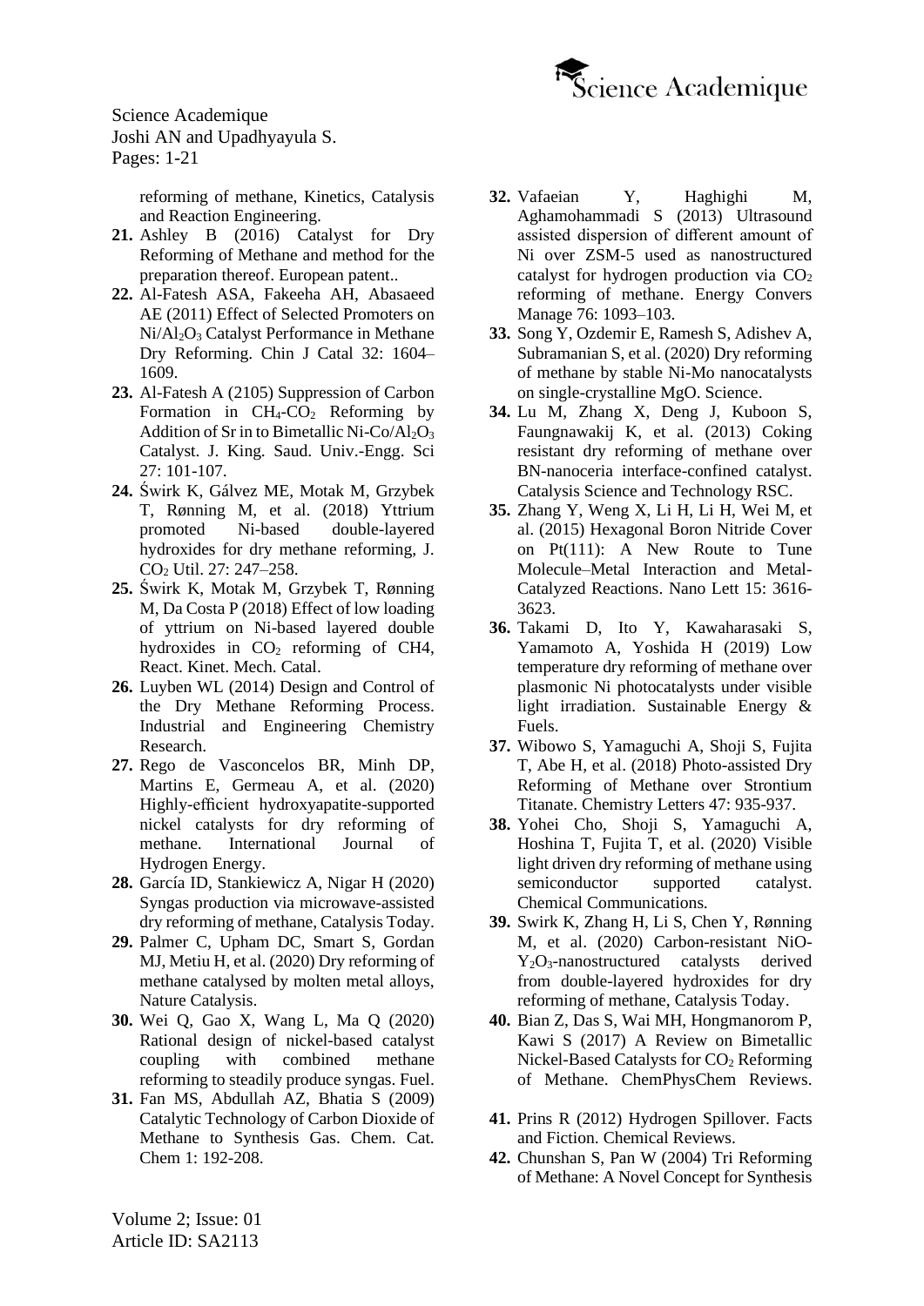reforming of methane, Kinetics, Catalysis and Reaction Engineering.

21. Ashley B (2016) Catalyst for Dry Reforming of Methane and method for the preparation thereof. European patent..
22. Al-Fatesh ASA, Fakeeha AH, Abasaeed AE (2011) Effect of Selected Promoters on $Ni/Al_2O_3$ Catalyst Performance in Methane Dry Reforming. Chin J Catal 32: 1604–1609.
23. Al-Fatesh A (2105) Suppression of Carbon Formation in $CH_4$-$CO_2$ Reforming by Addition of Sr in to Bimetallic $Ni$-$Co/Al_2O_3$ Catalyst. J. King. Saud. Univ.-Engg. Sci 27: 101-107.
24. Świrk K, Gálvez ME, Motak M, Grzybek T, Rønning M, et al. (2018) Yttrium promoted Ni-based double-layered hydroxides for dry methane reforming, J. $CO_2$ Util. 27: 247–258.
25. Świrk K, Motak M, Grzybek T, Rønning M, Da Costa P (2018) Effect of low loading of yttrium on Ni-based layered double hydroxides in $CO_2$ reforming of CH4, React. Kinet. Mech. Catal.
26. Luyben WL (2014) Design and Control of the Dry Methane Reforming Process. Industrial and Engineering Chemistry Research.
27. Rego de Vasconcelos BR, Minh DP, Martins E, Germeau A, et al. (2020) Highly-efficient hydroxyapatite-supported nickel catalysts for dry reforming of methane. International Journal of Hydrogen Energy.
28. García ID, Stankiewicz A, Nigar H (2020) Syngas production via microwave-assisted dry reforming of methane, Catalysis Today.
29. Palmer C, Upham DC, Smart S, Gordan MJ, Metiu H, et al. (2020) Dry reforming of methane catalysed by molten metal alloys, Nature Catalysis.
30. Wei Q, Gao X, Wang L, Ma Q (2020) Rational design of nickel-based catalyst coupling with combined methane reforming to steadily produce syngas. Fuel.
31. Fan MS, Abdullah AZ, Bhatia S (2009) Catalytic Technology of Carbon Dioxide of Methane to Synthesis Gas. Chem. Cat. Chem 1: 192-208.
32. Vafaeian Y, Haghighi M, Aghamohammadi S (2013) Ultrasound assisted dispersion of different amount of Ni over ZSM-5 used as nanostructured catalyst for hydrogen production via $CO_2$ reforming of methane. Energy Convers Manage 76: 1093–103.
33. Song Y, Ozdemir E, Ramesh S, Adishev A, Subramanian S, et al. (2020) Dry reforming of methane by stable Ni-Mo nanocatalysts on single-crystalline MgO. Science.
34. Lu M, Zhang X, Deng J, Kuboon S, Faungnawakij K, et al. (2013) Coking resistant dry reforming of methane over BN-nanoceria interface-confined catalyst. Catalysis Science and Technology RSC.
35. Zhang Y, Weng X, Li H, Li H, Wei M, et al. (2015) Hexagonal Boron Nitride Cover on Pt(111): A New Route to Tune Molecule–Metal Interaction and Metal-Catalyzed Reactions. Nano Lett 15: 3616-3623.
36. Takami D, Ito Y, Kawaharasaki S, Yamamoto A, Yoshida H (2019) Low temperature dry reforming of methane over plasmonic Ni photocatalysts under visible light irradiation. Sustainable Energy & Fuels.
37. Wibowo S, Yamaguchi A, Shoji S, Fujita T, Abe H, et al. (2018) Photo-assisted Dry Reforming of Methane over Strontium Titanate. Chemistry Letters 47: 935-937.
38. Yohei Cho, Shoji S, Yamaguchi A, Hoshina T, Fujita T, et al. (2020) Visible light driven dry reforming of methane using semiconductor supported catalyst. Chemical Communications.
39. Swirk K, Zhang H, Li S, Chen Y, Rønning M, et al. (2020) Carbon-resistant NiO-$Y_2O_3$-nanostructured catalysts derived from double-layered hydroxides for dry reforming of methane, Catalysis Today.
40. Bian Z, Das S, Wai MH, Hongmanorom P, Kawi S (2017) A Review on Bimetallic Nickel-Based Catalysts for $CO_2$ Reforming of Methane. ChemPhysChem Reviews.
41. Prins R (2012) Hydrogen Spillover. Facts and Fiction. Chemical Reviews.
42. Chunshan S, Pan W (2004) Tri Reforming of Methane: A Novel Concept for Synthesis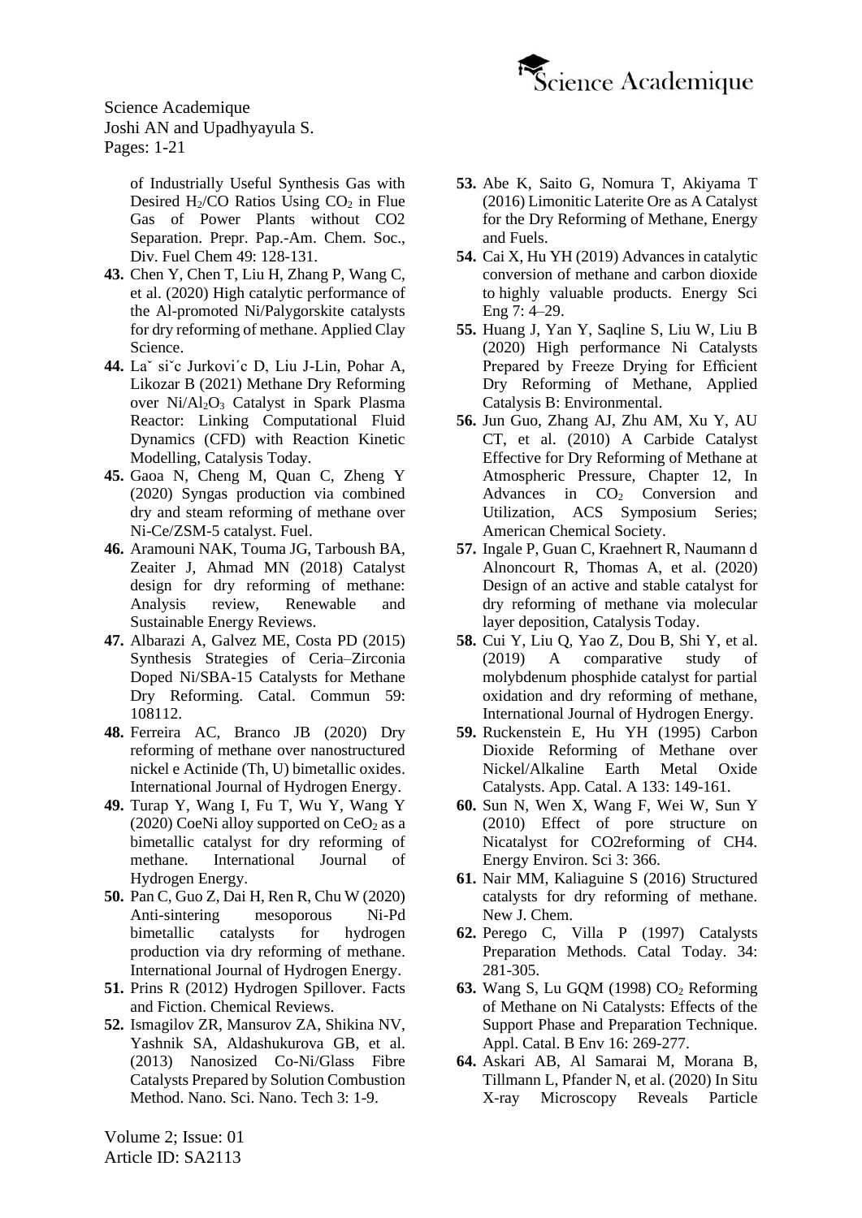of Industrially Useful Synthesis Gas with Desired $H_2$/CO Ratios Using $CO_2$ in Flue Gas of Power Plants without CO2 Separation. Prepr. Pap.-Am. Chem. Soc., Div. Fuel Chem 49: 128-131.

43. Chen Y, Chen T, Liu H, Zhang P, Wang C, et al. (2020) High catalytic performance of the Al-promoted Ni/Palygorskite catalysts for dry reforming of methane. Applied Clay Science.

44. Laˇ siˇc Jurkovi´c D, Liu J-Lin, Pohar A, Likozar B (2021) Methane Dry Reforming over Ni/$Al_2O_3$ Catalyst in Spark Plasma Reactor: Linking Computational Fluid Dynamics (CFD) with Reaction Kinetic Modelling, Catalysis Today.

45. Gaoa N, Cheng M, Quan C, Zheng Y (2020) Syngas production via combined dry and steam reforming of methane over Ni-Ce/ZSM-5 catalyst. Fuel.

46. Aramouni NAK, Touma JG, Tarboush BA, Zeaiter J, Ahmad MN (2018) Catalyst design for dry reforming of methane: Analysis review, Renewable and Sustainable Energy Reviews.

47. Albarazi A, Galvez ME, Costa PD (2015) Synthesis Strategies of Ceria–Zirconia Doped Ni/SBA-15 Catalysts for Methane Dry Reforming. Catal. Commun 59: 108112.

48. Ferreira AC, Branco JB (2020) Dry reforming of methane over nanostructured nickel e Actinide (Th, U) bimetallic oxides. International Journal of Hydrogen Energy.

49. Turap Y, Wang I, Fu T, Wu Y, Wang Y (2020) CoeNi alloy supported on $CeO_2$ as a bimetallic catalyst for dry reforming of methane. International Journal of Hydrogen Energy.

50. Pan C, Guo Z, Dai H, Ren R, Chu W (2020) Anti-sintering mesoporous Ni-Pd bimetallic catalysts for hydrogen production via dry reforming of methane. International Journal of Hydrogen Energy.

51. Prins R (2012) Hydrogen Spillover. Facts and Fiction. Chemical Reviews.

52. Ismagilov ZR, Mansurov ZA, Shikina NV, Yashnik SA, Aldashukurova GB, et al. (2013) Nanosized Co-Ni/Glass Fibre Catalysts Prepared by Solution Combustion Method. Nano. Sci. Nano. Tech 3: 1-9.

53. Abe K, Saito G, Nomura T, Akiyama T (2016) Limonitic Laterite Ore as A Catalyst for the Dry Reforming of Methane, Energy and Fuels.

54. Cai X, Hu YH (2019) Advances in catalytic conversion of methane and carbon dioxide to highly valuable products. Energy Sci Eng 7: 4–29.

55. Huang J, Yan Y, Saqline S, Liu W, Liu B (2020) High performance Ni Catalysts Prepared by Freeze Drying for Efficient Dry Reforming of Methane, Applied Catalysis B: Environmental.

56. Jun Guo, Zhang AJ, Zhu AM, Xu Y, AU CT, et al. (2010) A Carbide Catalyst Effective for Dry Reforming of Methane at Atmospheric Pressure, Chapter 12, In Advances in $CO_2$ Conversion and Utilization, ACS Symposium Series; American Chemical Society.

57. Ingale P, Guan C, Kraehnert R, Naumann d Alnoncourt R, Thomas A, et al. (2020) Design of an active and stable catalyst for dry reforming of methane via molecular layer deposition, Catalysis Today.

58. Cui Y, Liu Q, Yao Z, Dou B, Shi Y, et al. (2019) A comparative study of molybdenum phosphide catalyst for partial oxidation and dry reforming of methane, International Journal of Hydrogen Energy.

59. Ruckenstein E, Hu YH (1995) Carbon Dioxide Reforming of Methane over Nickel/Alkaline Earth Metal Oxide Catalysts. App. Catal. A 133: 149-161.

60. Sun N, Wen X, Wang F, Wei W, Sun Y (2010) Effect of pore structure on Nicatalyst for CO2reforming of CH4. Energy Environ. Sci 3: 366.

61. Nair MM, Kaliaguine S (2016) Structured catalysts for dry reforming of methane. New J. Chem.

62. Perego C, Villa P (1997) Catalysts Preparation Methods. Catal Today. 34: 281-305.

63. Wang S, Lu GQM (1998) $CO_2$ Reforming of Methane on Ni Catalysts: Effects of the Support Phase and Preparation Technique. Appl. Catal. B Env 16: 269-277.

64. Askari AB, Al Samarai M, Morana B, Tillmann L, Pfander N, et al. (2020) In Situ X-ray Microscopy Reveals Particle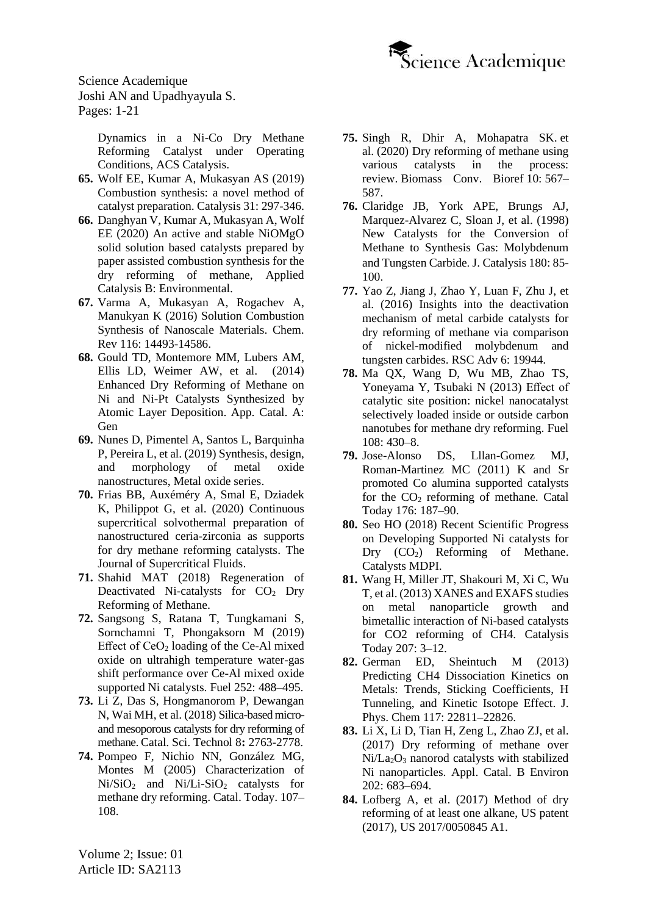Dynamics in a Ni-Co Dry Methane Reforming Catalyst under Operating Conditions, ACS Catalysis.

65. Wolf EE, Kumar A, Mukasyan AS (2019) Combustion synthesis: a novel method of catalyst preparation. Catalysis 31: 297-346.

66. Danghyan V, Kumar A, Mukasyan A, Wolf EE (2020) An active and stable NiOMgO solid solution based catalysts prepared by paper assisted combustion synthesis for the dry reforming of methane, Applied Catalysis B: Environmental.

67. Varma A, Mukasyan A, Rogachev A, Manukyan K (2016) Solution Combustion Synthesis of Nanoscale Materials. Chem. Rev 116: 14493-14586.

68. Gould TD, Montemore MM, Lubers AM, Ellis LD, Weimer AW, et al. (2014) Enhanced Dry Reforming of Methane on Ni and Ni-Pt Catalysts Synthesized by Atomic Layer Deposition. App. Catal. A: Gen

69. Nunes D, Pimentel A, Santos L, Barquinha P, Pereira L, et al. (2019) Synthesis, design, and morphology of metal oxide nanostructures, Metal oxide series.

70. Frias BB, Auxéméry A, Smal E, Dziadek K, Philippot G, et al. (2020) Continuous supercritical solvothermal preparation of nanostructured ceria-zirconia as supports for dry methane reforming catalysts. The Journal of Supercritical Fluids.

71. Shahid MAT (2018) Regeneration of Deactivated Ni-catalysts for $CO_2$ Dry Reforming of Methane.

72. Sangsong S, Ratana T, Tungkamani S, Sornchamni T, Phongaksorn M (2019) Effect of $CeO_2$ loading of the Ce-Al mixed oxide on ultrahigh temperature water-gas shift performance over Ce-Al mixed oxide supported Ni catalysts. Fuel 252: 488–495.

73. Li Z, Das S, Hongmanorom P, Dewangan N, Wai MH, et al. (2018) Silica-based micro- and mesoporous catalysts for dry reforming of methane. Catal. Sci. Technol 8: 2763-2778.

74. Pompeo F, Nichio NN, González MG, Montes M (2005) Characterization of $Ni/SiO_2$ and $Ni/Li\text{-}SiO_2$ catalysts for methane dry reforming. Catal. Today. 107–108.

75. Singh R, Dhir A, Mohapatra SK. et al. (2020) Dry reforming of methane using various catalysts in the process: review. Biomass Conv. Bioref 10: 567–587.

76. Claridge JB, York APE, Brungs AJ, Marquez-Alvarez C, Sloan J, et al. (1998) New Catalysts for the Conversion of Methane to Synthesis Gas: Molybdenum and Tungsten Carbide. J. Catalysis 180: 85-100.

77. Yao Z, Jiang J, Zhao Y, Luan F, Zhu J, et al. (2016) Insights into the deactivation mechanism of metal carbide catalysts for dry reforming of methane via comparison of nickel-modified molybdenum and tungsten carbides. RSC Adv 6: 19944.

78. Ma QX, Wang D, Wu MB, Zhao TS, Yoneyama Y, Tsubaki N (2013) Effect of catalytic site position: nickel nanocatalyst selectively loaded inside or outside carbon nanotubes for methane dry reforming. Fuel 108: 430–8.

79. Jose-Alonso DS, Lllan-Gomez MJ, Roman-Martinez MC (2011) K and Sr promoted Co alumina supported catalysts for the $CO_2$ reforming of methane. Catal Today 176: 187–90.

80. Seo HO (2018) Recent Scientific Progress on Developing Supported Ni catalysts for Dry ($CO_2$) Reforming of Methane. Catalysts MDPI.

81. Wang H, Miller JT, Shakouri M, Xi C, Wu T, et al. (2013) XANES and EXAFS studies on metal nanoparticle growth and bimetallic interaction of Ni-based catalysts for CO2 reforming of CH4. Catalysis Today 207: 3–12.

82. German ED, Sheintuch M (2013) Predicting CH4 Dissociation Kinetics on Metals: Trends, Sticking Coefficients, H Tunneling, and Kinetic Isotope Effect. J. Phys. Chem 117: 22811–22826.

83. Li X, Li D, Tian H, Zeng L, Zhao ZJ, et al. (2017) Dry reforming of methane over $Ni/La_2O_3$ nanorod catalysts with stabilized Ni nanoparticles. Appl. Catal. B Environ 202: 683–694.

84. Lofberg A, et al. (2017) Method of dry reforming of at least one alkane, US patent (2017), US 2017/0050845 A1.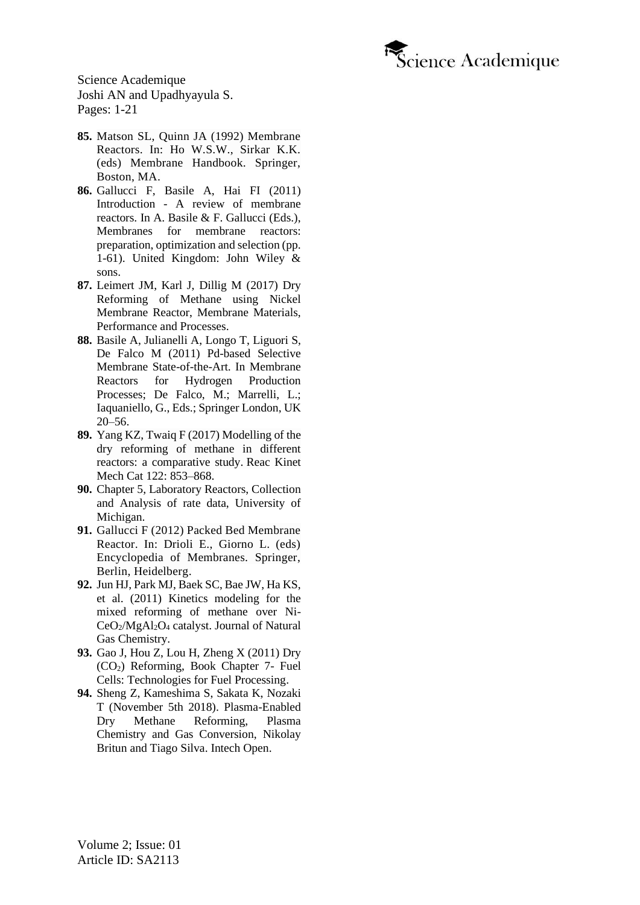85. Matson SL, Quinn JA (1992) Membrane Reactors. In: Ho W.S.W., Sirkar K.K. (eds) Membrane Handbook. Springer, Boston, MA.
86. Gallucci F, Basile A, Hai FI (2011) Introduction - A review of membrane reactors. In A. Basile & F. Gallucci (Eds.), Membranes for membrane reactors: preparation, optimization and selection (pp. 1-61). United Kingdom: John Wiley & sons.
87. Leimert JM, Karl J, Dillig M (2017) Dry Reforming of Methane using Nickel Membrane Reactor, Membrane Materials, Performance and Processes.
88. Basile A, Julianelli A, Longo T, Liguori S, De Falco M (2011) Pd-based Selective Membrane State-of-the-Art. In Membrane Reactors for Hydrogen Production Processes; De Falco, M.; Marrelli, L.; Iaquaniello, G., Eds.; Springer London, UK 20–56.
89. Yang KZ, Twaiq F (2017) Modelling of the dry reforming of methane in different reactors: a comparative study. Reac Kinet Mech Cat 122: 853–868.
90. Chapter 5, Laboratory Reactors, Collection and Analysis of rate data, University of Michigan.
91. Gallucci F (2012) Packed Bed Membrane Reactor. In: Drioli E., Giorno L. (eds) Encyclopedia of Membranes. Springer, Berlin, Heidelberg.
92. Jun HJ, Park MJ, Baek SC, Bae JW, Ha KS, et al. (2011) Kinetics modeling for the mixed reforming of methane over Ni-$CeO_2$/$MgAl_2O_4$ catalyst. Journal of Natural Gas Chemistry.
93. Gao J, Hou Z, Lou H, Zheng X (2011) Dry ($CO_2$) Reforming, Book Chapter 7- Fuel Cells: Technologies for Fuel Processing.
94. Sheng Z, Kameshima S, Sakata K, Nozaki T (November 5th 2018). Plasma-Enabled Dry Methane Reforming, Plasma Chemistry and Gas Conversion, Nikolay Britun and Tiago Silva. Intech Open.